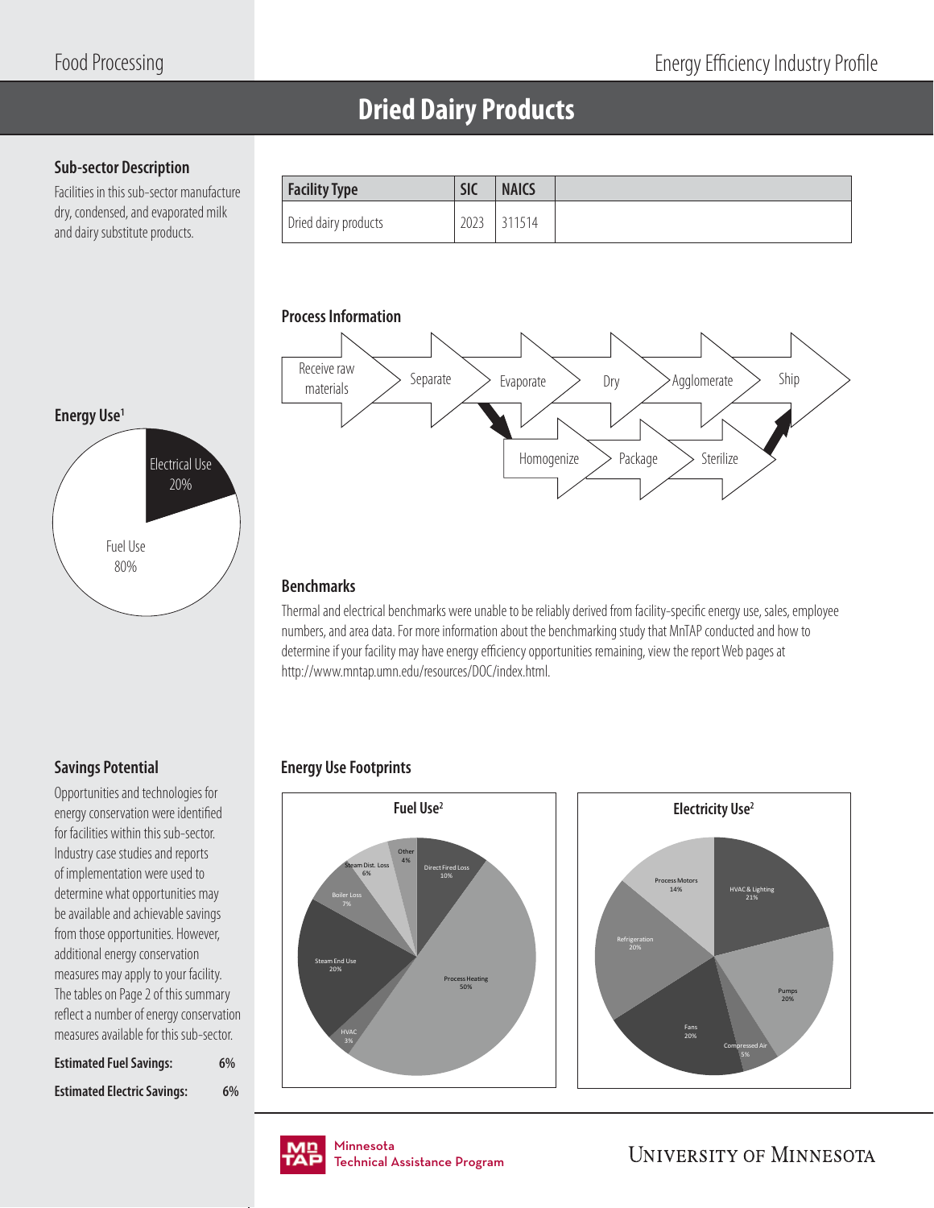Food Processing

Energy Efficiency Industry Profile

# Dried Dairy Products

## Sub-sector Description

Facilities in this sub-sector manufacture dry, condensed, and evaporated milk and dairy substitute products.

| Facility Type | SIC | NAICS | |
|---|---|---|---|
| Dried dairy products | 2023 | 311514 | |

## Process Information

Receive raw materials → Separate → Evaporate → Dry → Agglomerate → Ship

Homogenize → Package → Sterilize

## Energy Use[1]

- Electrical Use 20%
- Fuel Use 80%

## Benchmarks

Thermal and electrical benchmarks were unable to be reliably derived from facility-specific energy use, sales, employee numbers, and area data. For more information about the benchmarking study that MnTAP conducted and how to determine if your facility may have energy efficiency opportunities remaining, view the report Web pages at http://www.mntap.umn.edu/resources/DOC/index.html.

## Savings Potential

Opportunities and technologies for energy conservation were identified for facilities within this sub-sector. Industry case studies and reports of implementation were used to determine what opportunities may be available and achievable savings from those opportunities. However, additional energy conservation measures may apply to your facility. The tables on Page 2 of this summary reflect a number of energy conservation measures available for this sub-sector.

| **Estimated Fuel Savings:** | 6% |
|---|---|
| **Estimated Electric Savings:** | 6% |

## Energy Use Footprints

### Fuel Use[2]

- Direct Fired Loss 10%
- Process Heating 50%
- HVAC 3%
- Steam End Use 20%
- Boiler Loss 7%
- Steam Dist. Loss 6%
- Other 4%

### Electricity Use[2]

- HVAC & Lighting 21%
- Pumps 20%
- Compressed Air 5%
- Fans 20%
- Refrigeration 20%
- Process Motors 14%

Minnesota Technical Assistance Program

University of Minnesota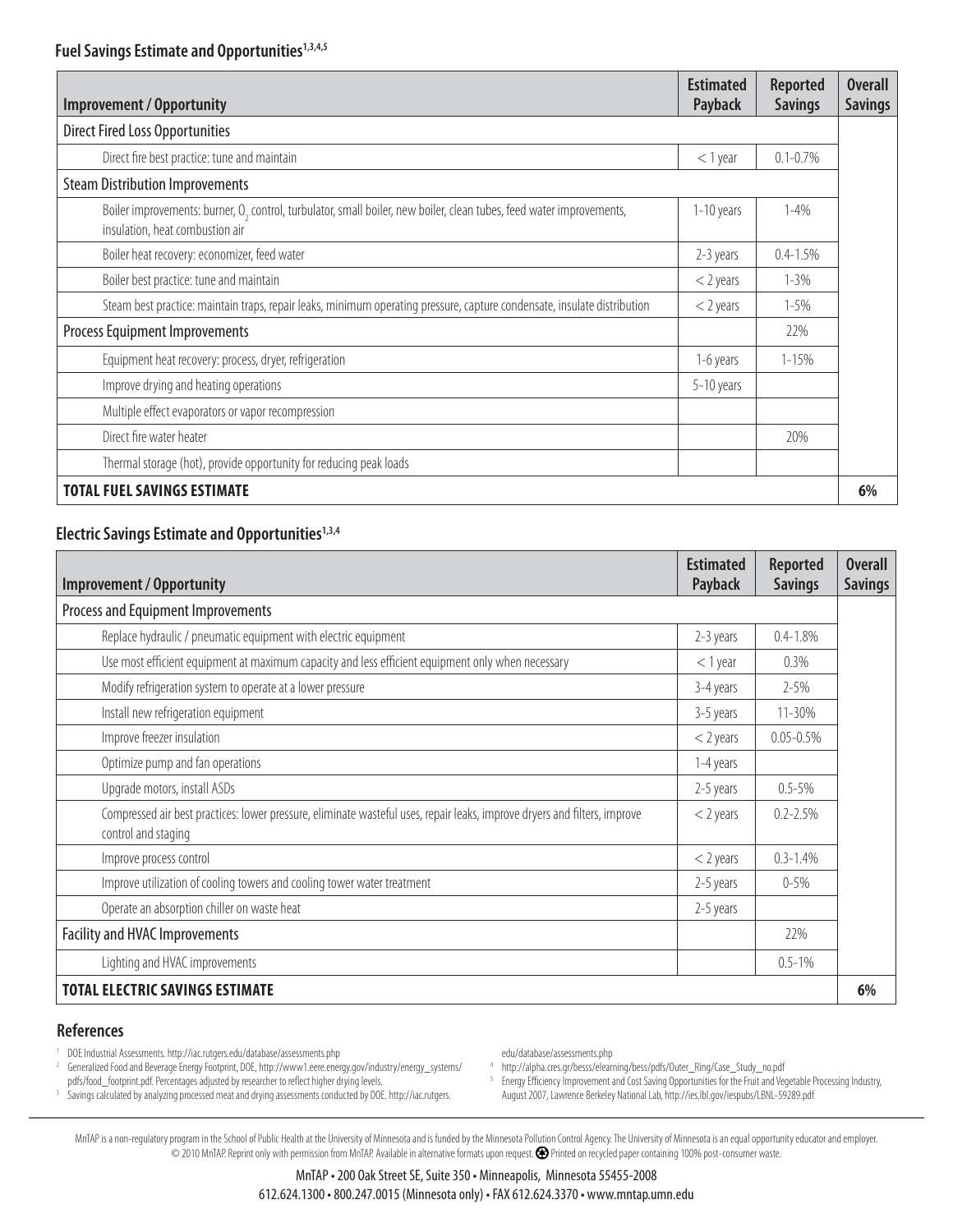### Fuel Savings Estimate and Opportunities[1,3,4,5]

| Improvement / Opportunity | Estimated Payback | Reported Savings | Overall Savings |
|---|---|---|---|
| Direct Fired Loss Opportunities | | | |
| Direct fire best practice: tune and maintain | < 1 year | 0.1-0.7% | |
| Steam Distribution Improvements | | | |
| Boiler improvements: burner, $O_2$ control, turbulator, small boiler, new boiler, clean tubes, feed water improvements, insulation, heat combustion air | 1-10 years | 1-4% | |
| Boiler heat recovery: economizer, feed water | 2-3 years | 0.4-1.5% | |
| Boiler best practice: tune and maintain | < 2 years | 1-3% | |
| Steam best practice: maintain traps, repair leaks, minimum operating pressure, capture condensate, insulate distribution | < 2 years | 1-5% | |
| Process Equipment Improvements | | 22% | |
| Equipment heat recovery: process, dryer, refrigeration | 1-6 years | 1-15% | |
| Improve drying and heating operations | 5-10 years | | |
| Multiple effect evaporators or vapor recompression | | | |
| Direct fire water heater | | 20% | |
| Thermal storage (hot), provide opportunity for reducing peak loads | | | |
| **TOTAL FUEL SAVINGS ESTIMATE** | | | **6%** |

### Electric Savings Estimate and Opportunities[1,3,4]

| Improvement / Opportunity | Estimated Payback | Reported Savings | Overall Savings |
|---|---|---|---|
| Process and Equipment Improvements | | | |
| Replace hydraulic / pneumatic equipment with electric equipment | 2-3 years | 0.4-1.8% | |
| Use most efficient equipment at maximum capacity and less efficient equipment only when necessary | < 1 year | 0.3% | |
| Modify refrigeration system to operate at a lower pressure | 3-4 years | 2-5% | |
| Install new refrigeration equipment | 3-5 years | 11-30% | |
| Improve freezer insulation | < 2 years | 0.05-0.5% | |
| Optimize pump and fan operations | 1-4 years | | |
| Upgrade motors, install ASDs | 2-5 years | 0.5-5% | |
| Compressed air best practices: lower pressure, eliminate wasteful uses, repair leaks, improve dryers and filters, improve control and staging | < 2 years | 0.2-2.5% | |
| Improve process control | < 2 years | 0.3-1.4% | |
| Improve utilization of cooling towers and cooling tower water treatment | 2-5 years | 0-5% | |
| Operate an absorption chiller on waste heat | 2-5 years | | |
| Facility and HVAC Improvements | | 22% | |
| Lighting and HVAC improvements | | 0.5-1% | |
| **TOTAL ELECTRIC SAVINGS ESTIMATE** | | | **6%** |

### References

1. DOE Industrial Assessments. http://iac.rutgers.edu/database/assessments.php
2. Generalized Food and Beverage Energy Footprint, DOE, http://www1.eere.energy.gov/industry/energy_systems/pdfs/food_footprint.pdf. Percentages adjusted by researcher to reflect higher drying levels.
3. Savings calculated by analyzing processed meat and drying assessments conducted by DOE. http://iac.rutgers.edu/database/assessments.php
4. http://alpha.cres.gr/besss/elearning/bess/pdfs/Outer_Ring/Case_Study_no.pdf
5. Energy Efficiency Improvement and Cost Saving Opportunities for the Fruit and Vegetable Processing Industry, August 2007, Lawrence Berkeley National Lab, http://ies.lbl.gov/iespubs/LBNL-59289.pdf

MnTAP is a non-regulatory program in the School of Public Health at the University of Minnesota and is funded by the Minnesota Pollution Control Agency. The University of Minnesota is an equal opportunity educator and employer. © 2010 MnTAP. Reprint only with permission from MnTAP. Available in alternative formats upon request. Printed on recycled paper containing 100% post-consumer waste.

MnTAP • 200 Oak Street SE, Suite 350 • Minneapolis, Minnesota 55455-2008
612.624.1300 • 800.247.0015 (Minnesota only) • FAX 612.624.3370 • www.mntap.umn.edu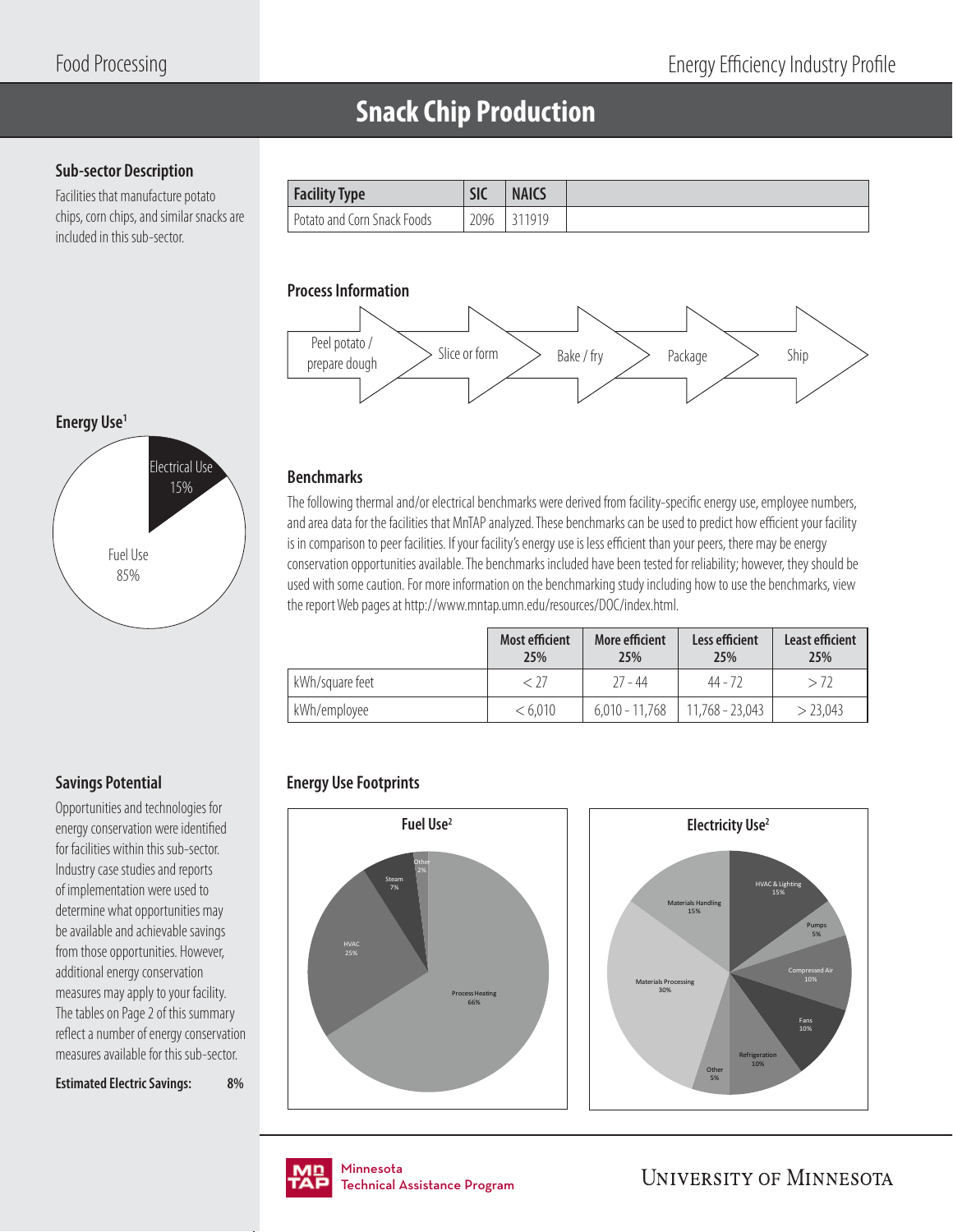# Snack Chip Production

## Sub-sector Description

Facilities that manufacture potato chips, corn chips, and similar snacks are included in this sub-sector.

| Facility Type | SIC | NAICS | |
|---|---|---|---|
| Potato and Corn Snack Foods | 2096 | 311919 | |

## Process Information

Peel potato / prepare dough → Slice or form → Bake / fry → Package → Ship

## Energy Use[1]

- Electrical Use 15%
- Fuel Use 85%

## Benchmarks

The following thermal and/or electrical benchmarks were derived from facility-specific energy use, employee numbers, and area data for the facilities that MnTAP analyzed. These benchmarks can be used to predict how efficient your facility is in comparison to peer facilities. If your facility's energy use is less efficient than your peers, there may be energy conservation opportunities available. The benchmarks included have been tested for reliability; however, they should be used with some caution. For more information on the benchmarking study including how to use the benchmarks, view the report Web pages at http://www.mntap.umn.edu/resources/DOC/index.html.

| | Most efficient 25% | More efficient 25% | Less efficient 25% | Least efficient 25% |
|---|---|---|---|---|
| kWh/square feet | < 27 | 27 - 44 | 44 - 72 | > 72 |
| kWh/employee | < 6,010 | 6,010 - 11,768 | 11,768 - 23,043 | > 23,043 |

## Savings Potential

Opportunities and technologies for energy conservation were identified for facilities within this sub-sector. Industry case studies and reports of implementation were used to determine what opportunities may be available and achievable savings from those opportunities. However, additional energy conservation measures may apply to your facility. The tables on Page 2 of this summary reflect a number of energy conservation measures available for this sub-sector.

**Estimated Electric Savings: 8%**

## Energy Use Footprints

**Fuel Use[2]**

- Process Heating 66%
- HVAC 25%
- Steam 7%
- Other 2%

**Electricity Use[2]**

- HVAC & Lighting 15%
- Pumps 5%
- Compressed Air 10%
- Fans 10%
- Refrigeration 10%
- Other 5%
- Materials Processing 30%
- Materials Handling 15%

Minnesota Technical Assistance Program

University of Minnesota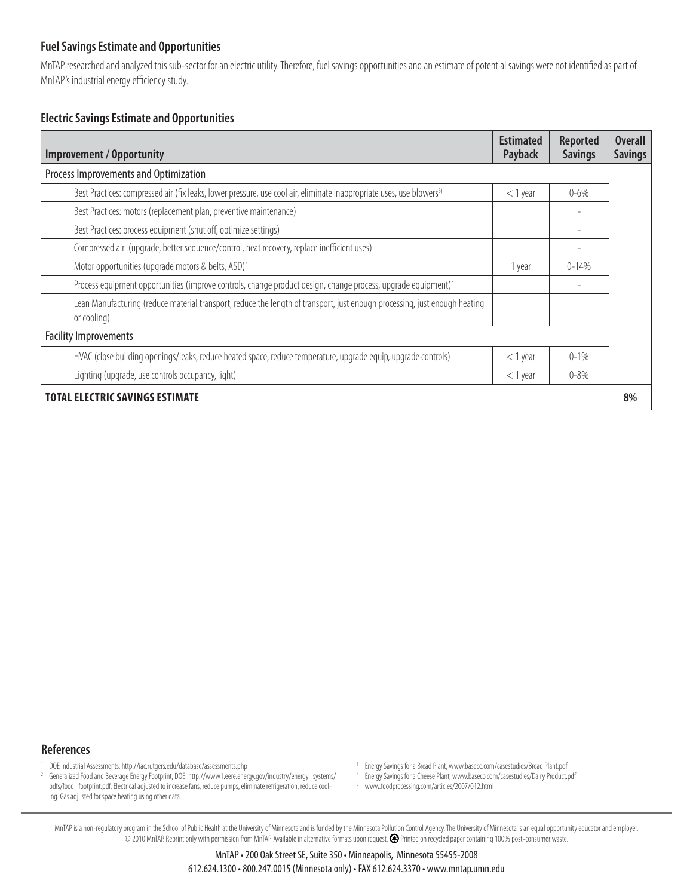### Fuel Savings Estimate and Opportunities

MnTAP researched and analyzed this sub-sector for an electric utility. Therefore, fuel savings opportunities and an estimate of potential savings were not identified as part of MnTAP's industrial energy efficiency study.

### Electric Savings Estimate and Opportunities

| Improvement / Opportunity | Estimated Payback | Reported Savings | Overall Savings |
|---|---|---|---|
| Process Improvements and Optimization | | | |
| Best Practices: compressed air (fix leaks, lower pressure, use cool air, eliminate inappropriate uses, use blowers[3] | < 1 year | 0-6% | |
| Best Practices: motors (replacement plan, preventive maintenance) | | - | |
| Best Practices: process equipment (shut off, optimize settings) | | - | |
| Compressed air (upgrade, better sequence/control, heat recovery, replace inefficient uses) | | - | |
| Motor opportunities (upgrade motors & belts, ASD)[4] | 1 year | 0-14% | |
| Process equipment opportunities (improve controls, change product design, change process, upgrade equipment)[5] | | - | |
| Lean Manufacturing (reduce material transport, reduce the length of transport, just enough processing, just enough heating or cooling) | | | |
| Facility Improvements | | | |
| HVAC (close building openings/leaks, reduce heated space, reduce temperature, upgrade equip, upgrade controls) | < 1 year | 0-1% | |
| Lighting (upgrade, use controls occupancy, light) | < 1 year | 0-8% | |
| **TOTAL ELECTRIC SAVINGS ESTIMATE** | | | **8%** |

### References

1. DOE Industrial Assessments. http://iac.rutgers.edu/database/assessments.php
2. Generalized Food and Beverage Energy Footprint, DOE, http://www1.eere.energy.gov/industry/energy_systems/pdfs/food_footprint.pdf. Electrical adjusted to increase fans, reduce pumps, eliminate refrigeration, reduce cooling. Gas adjusted for space heating using other data.
3. Energy Savings for a Bread Plant, www.baseco.com/casestudies/Bread Plant.pdf
4. Energy Savings for a Cheese Plant, www.baseco.com/casestudies/Dairy Product.pdf
5. www.foodprocessing.com/articles/2007/012.html

MnTAP is a non-regulatory program in the School of Public Health at the University of Minnesota and is funded by the Minnesota Pollution Control Agency. The University of Minnesota is an equal opportunity educator and employer. © 2010 MnTAP. Reprint only with permission from MnTAP. Available in alternative formats upon request. Printed on recycled paper containing 100% post-consumer waste.

MnTAP • 200 Oak Street SE, Suite 350 • Minneapolis, Minnesota 55455-2008
612.624.1300 • 800.247.0015 (Minnesota only) • FAX 612.624.3370 • www.mntap.umn.edu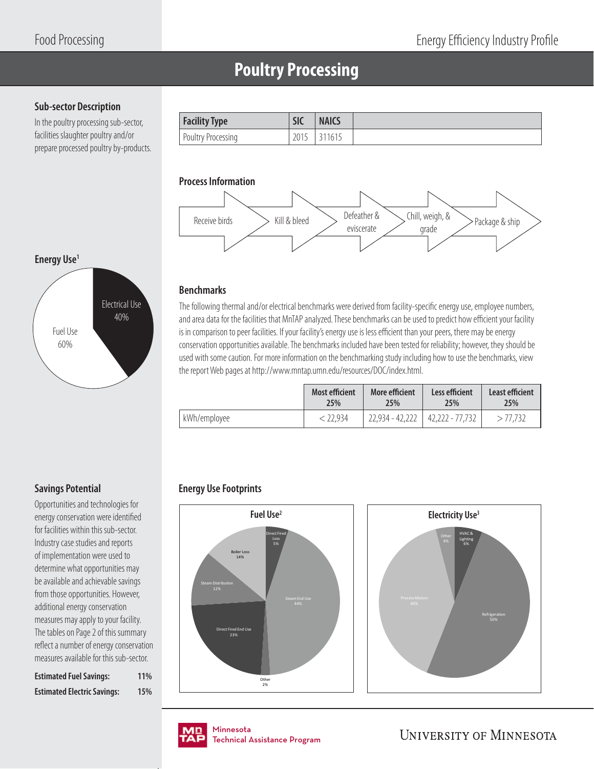# Poultry Processing

## Sub-sector Description

In the poultry processing sub-sector, facilities slaughter poultry and/or prepare processed poultry by-products.

| Facility Type | SIC | NAICS | |
|---|---|---|---|
| Poultry Processing | 2015 | 311615 | |

## Process Information

Receive birds → Kill & bleed → Defeather & eviscerate → Chill, weigh, & grade → Package & ship

## Energy Use[1]

- Electrical Use 40%
- Fuel Use 60%

## Benchmarks

The following thermal and/or electrical benchmarks were derived from facility-specific energy use, employee numbers, and area data for the facilities that MnTAP analyzed. These benchmarks can be used to predict how efficient your facility is in comparison to peer facilities. If your facility's energy use is less efficient than your peers, there may be energy conservation opportunities available. The benchmarks included have been tested for reliability; however, they should be used with some caution. For more information on the benchmarking study including how to use the benchmarks, view the report Web pages at http://www.mntap.umn.edu/resources/DOC/index.html.

| | Most efficient 25% | More efficient 25% | Less efficient 25% | Least efficient 25% |
|---|---|---|---|---|
| kWh/employee | < 22,934 | 22,934 - 42,222 | 42,222 - 77,732 | > 77,732 |

## Savings Potential

Opportunities and technologies for energy conservation were identified for facilities within this sub-sector. Industry case studies and reports of implementation were used to determine what opportunities may be available and achievable savings from those opportunities. However, additional energy conservation measures may apply to your facility. The tables on Page 2 of this summary reflect a number of energy conservation measures available for this sub-sector.

| | |
|---|---|
| **Estimated Fuel Savings:** | **11%** |
| **Estimated Electric Savings:** | **15%** |

## Energy Use Footprints

**Fuel Use[2]**

- Direct Fired Loss 5%
- Steam End Use 44%
- Other 2%
- Direct Fired End Use 23%
- Steam Distribution 12%
- Boiler Loss 14%

**Electricity Use[3]**

- HVAC & Lighting 6%
- Refrigeration 50%
- Process Motors 40%
- Other 4%

Minnesota Technical Assistance Program

University of Minnesota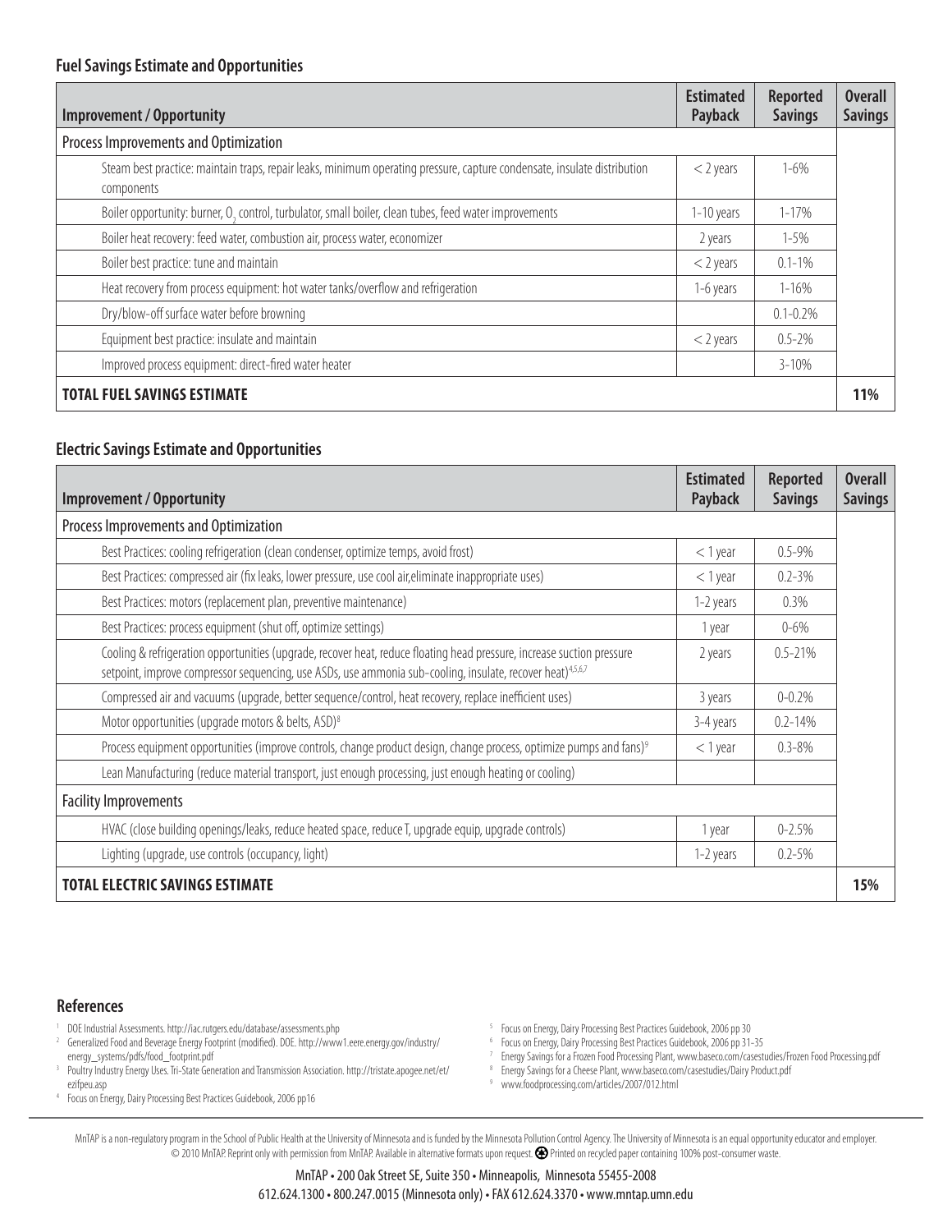### Fuel Savings Estimate and Opportunities

| Improvement / Opportunity | Estimated Payback | Reported Savings | Overall Savings |
|---|---|---|---|
| Process Improvements and Optimization | | | |
| Steam best practice: maintain traps, repair leaks, minimum operating pressure, capture condensate, insulate distribution components | < 2 years | 1-6% | |
| Boiler opportunity: burner, $O_2$ control, turbulator, small boiler, clean tubes, feed water improvements | 1-10 years | 1-17% | |
| Boiler heat recovery: feed water, combustion air, process water, economizer | 2 years | 1-5% | |
| Boiler best practice: tune and maintain | < 2 years | 0.1-1% | |
| Heat recovery from process equipment: hot water tanks/overflow and refrigeration | 1-6 years | 1-16% | |
| Dry/blow-off surface water before browning | | 0.1-0.2% | |
| Equipment best practice: insulate and maintain | < 2 years | 0.5-2% | |
| Improved process equipment: direct-fired water heater | | 3-10% | |
| **TOTAL FUEL SAVINGS ESTIMATE** | | | **11%** |

### Electric Savings Estimate and Opportunities

| Improvement / Opportunity | Estimated Payback | Reported Savings | Overall Savings |
|---|---|---|---|
| Process Improvements and Optimization | | | |
| Best Practices: cooling refrigeration (clean condenser, optimize temps, avoid frost) | < 1 year | 0.5-9% | |
| Best Practices: compressed air (fix leaks, lower pressure, use cool air,eliminate inappropriate uses) | < 1 year | 0.2-3% | |
| Best Practices: motors (replacement plan, preventive maintenance) | 1-2 years | 0.3% | |
| Best Practices: process equipment (shut off, optimize settings) | 1 year | 0-6% | |
| Cooling & refrigeration opportunities (upgrade, recover heat, reduce floating head pressure, increase suction pressure setpoint, improve compressor sequencing, use ASDs, use ammonia sub-cooling, insulate, recover heat)[4,5,6,7] | 2 years | 0.5-21% | |
| Compressed air and vacuums (upgrade, better sequence/control, heat recovery, replace inefficient uses) | 3 years | 0-0.2% | |
| Motor opportunities (upgrade motors & belts, ASD)[8] | 3-4 years | 0.2-14% | |
| Process equipment opportunities (improve controls, change product design, change process, optimize pumps and fans)[9] | < 1 year | 0.3-8% | |
| Lean Manufacturing (reduce material transport, just enough processing, just enough heating or cooling) | | | |
| Facility Improvements | | | |
| HVAC (close building openings/leaks, reduce heated space, reduce T, upgrade equip, upgrade controls) | 1 year | 0-2.5% | |
| Lighting (upgrade, use controls (occupancy, light) | 1-2 years | 0.2-5% | |
| **TOTAL ELECTRIC SAVINGS ESTIMATE** | | | **15%** |

### References

1. DOE Industrial Assessments. http://iac.rutgers.edu/database/assessments.php
2. Generalized Food and Beverage Energy Footprint (modified). DOE. http://www1.eere.energy.gov/industry/energy_systems/pdfs/food_footprint.pdf
3. Poultry Industry Energy Uses. Tri-State Generation and Transmission Association. http://tristate.apogee.net/et/ezifpeu.asp
4. Focus on Energy, Dairy Processing Best Practices Guidebook, 2006 pp16
5. Focus on Energy, Dairy Processing Best Practices Guidebook, 2006 pp 30
6. Focus on Energy, Dairy Processing Best Practices Guidebook, 2006 pp 31-35
7. Energy Savings for a Frozen Food Processing Plant, www.baseco.com/casestudies/Frozen Food Processing.pdf
8. Energy Savings for a Cheese Plant, www.baseco.com/casestudies/Dairy Product.pdf
9. www.foodprocessing.com/articles/2007/012.html

MnTAP is a non-regulatory program in the School of Public Health at the University of Minnesota and is funded by the Minnesota Pollution Control Agency. The University of Minnesota is an equal opportunity educator and employer. © 2010 MnTAP. Reprint only with permission from MnTAP. Available in alternative formats upon request. Printed on recycled paper containing 100% post-consumer waste.

MnTAP • 200 Oak Street SE, Suite 350 • Minneapolis, Minnesota 55455-2008
612.624.1300 • 800.247.0015 (Minnesota only) • FAX 612.624.3370 • www.mntap.umn.edu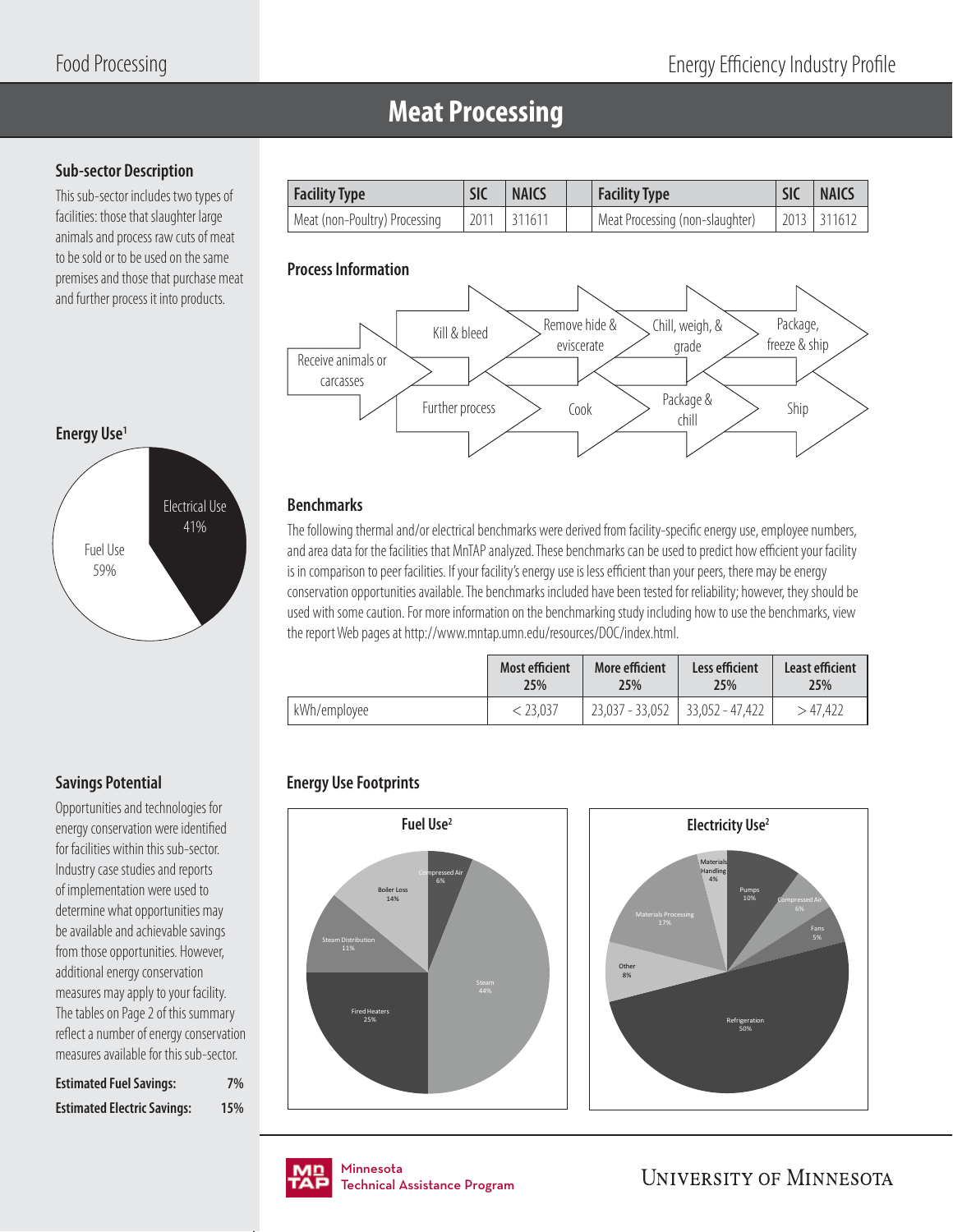# Meat Processing

## Sub-sector Description

This sub-sector includes two types of facilities: those that slaughter large animals and process raw cuts of meat to be sold or to be used on the same premises and those that purchase meat and further process it into products.

| Facility Type | SIC | NAICS | | Facility Type | SIC | NAICS |
|---|---|---|---|---|---|---|
| Meat (non-Poultry) Processing | 2011 | 311611 | | Meat Processing (non-slaughter) | 2013 | 311612 |

## Process Information

Receive animals or carcasses → Kill & bleed → Remove hide & eviscerate → Chill, weigh, & grade → Package, freeze & ship

Receive animals or carcasses → Further process → Cook → Package & chill → Ship

## Energy Use[1]

- Electrical Use 41%
- Fuel Use 59%

## Benchmarks

The following thermal and/or electrical benchmarks were derived from facility-specific energy use, employee numbers, and area data for the facilities that MnTAP analyzed. These benchmarks can be used to predict how efficient your facility is in comparison to peer facilities. If your facility's energy use is less efficient than your peers, there may be energy conservation opportunities available. The benchmarks included have been tested for reliability; however, they should be used with some caution. For more information on the benchmarking study including how to use the benchmarks, view the report Web pages at http://www.mntap.umn.edu/resources/DOC/index.html.

| | Most efficient 25% | More efficient 25% | Less efficient 25% | Least efficient 25% |
|---|---|---|---|---|
| kWh/employee | < 23,037 | 23,037 - 33,052 | 33,052 - 47,422 | > 47,422 |

## Savings Potential

Opportunities and technologies for energy conservation were identified for facilities within this sub-sector. Industry case studies and reports of implementation were used to determine what opportunities may be available and achievable savings from those opportunities. However, additional energy conservation measures may apply to your facility. The tables on Page 2 of this summary reflect a number of energy conservation measures available for this sub-sector.

**Estimated Fuel Savings:** 7%

**Estimated Electric Savings:** 15%

## Energy Use Footprints

**Fuel Use[2]**

- Compressed Air 6%
- Steam 44%
- Fired Heaters 25%
- Steam Distribution 11%
- Boiler Loss 14%

**Electricity Use[2]**

- Pumps 10%
- Compressed Air 6%
- Fans 5%
- Refrigeration 50%
- Other 8%
- Materials Processing 17%
- Materials Handling 4%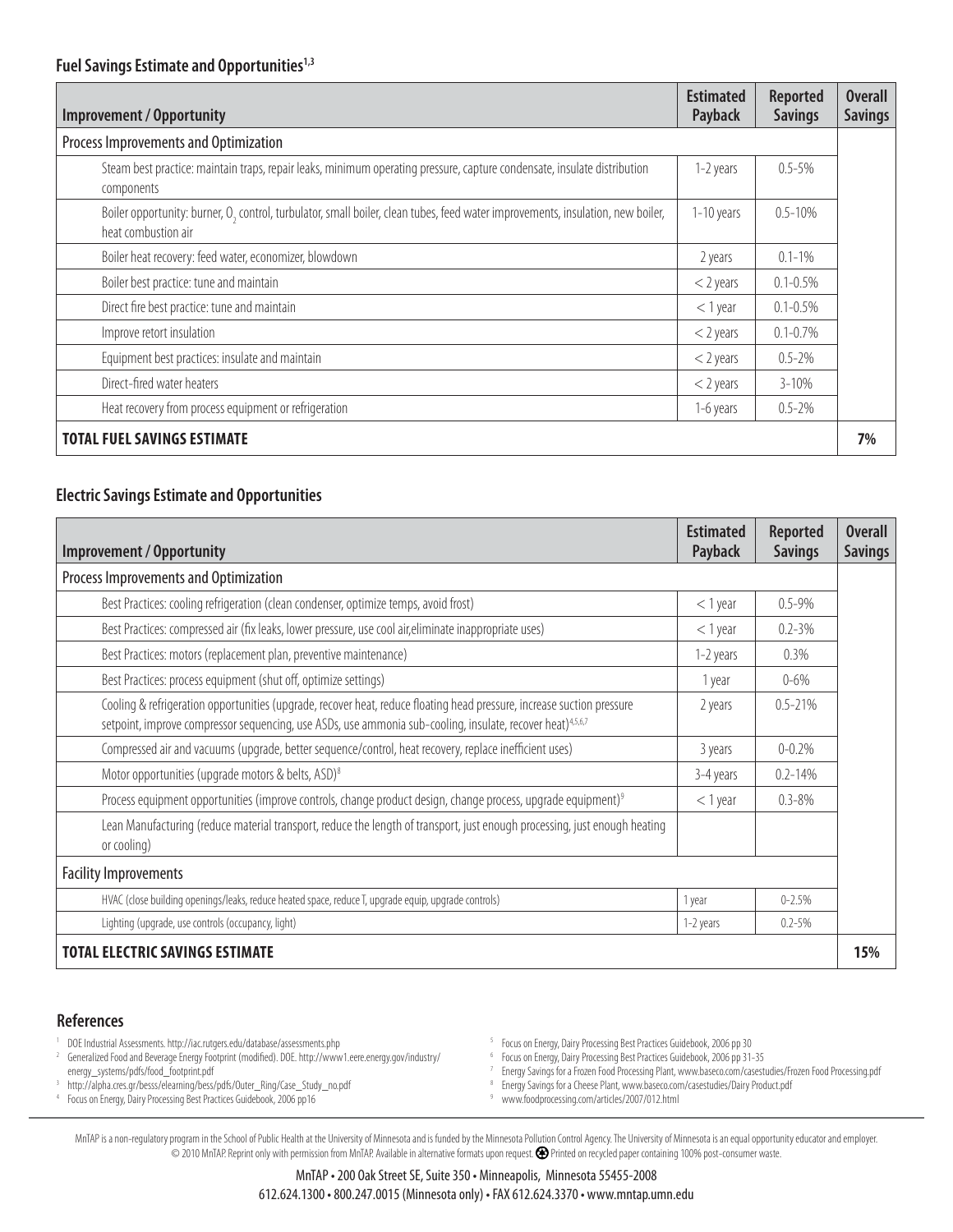### Fuel Savings Estimate and Opportunities[1,3]

| Improvement / Opportunity | Estimated Payback | Reported Savings | Overall Savings |
|---|---|---|---|
| Process Improvements and Optimization | | | |
| Steam best practice: maintain traps, repair leaks, minimum operating pressure, capture condensate, insulate distribution components | 1-2 years | 0.5-5% | |
| Boiler opportunity: burner, $O_2$ control, turbulator, small boiler, clean tubes, feed water improvements, insulation, new boiler, heat combustion air | 1-10 years | 0.5-10% | |
| Boiler heat recovery: feed water, economizer, blowdown | 2 years | 0.1-1% | |
| Boiler best practice: tune and maintain | < 2 years | 0.1-0.5% | |
| Direct fire best practice: tune and maintain | < 1 year | 0.1-0.5% | |
| Improve retort insulation | < 2 years | 0.1-0.7% | |
| Equipment best practices: insulate and maintain | < 2 years | 0.5-2% | |
| Direct-fired water heaters | < 2 years | 3-10% | |
| Heat recovery from process equipment or refrigeration | 1-6 years | 0.5-2% | |
| **TOTAL FUEL SAVINGS ESTIMATE** | | | **7%** |

### Electric Savings Estimate and Opportunities

| Improvement / Opportunity | Estimated Payback | Reported Savings | Overall Savings |
|---|---|---|---|
| Process Improvements and Optimization | | | |
| Best Practices: cooling refrigeration (clean condenser, optimize temps, avoid frost) | < 1 year | 0.5-9% | |
| Best Practices: compressed air (fix leaks, lower pressure, use cool air,eliminate inappropriate uses) | < 1 year | 0.2-3% | |
| Best Practices: motors (replacement plan, preventive maintenance) | 1-2 years | 0.3% | |
| Best Practices: process equipment (shut off, optimize settings) | 1 year | 0-6% | |
| Cooling & refrigeration opportunities (upgrade, recover heat, reduce floating head pressure, increase suction pressure setpoint, improve compressor sequencing, use ASDs, use ammonia sub-cooling, insulate, recover heat)[4,5,6,7] | 2 years | 0.5-21% | |
| Compressed air and vacuums (upgrade, better sequence/control, heat recovery, replace inefficient uses) | 3 years | 0-0.2% | |
| Motor opportunities (upgrade motors & belts, ASD)[8] | 3-4 years | 0.2-14% | |
| Process equipment opportunities (improve controls, change product design, change process, upgrade equipment)[9] | < 1 year | 0.3-8% | |
| Lean Manufacturing (reduce material transport, reduce the length of transport, just enough processing, just enough heating or cooling) | | | |
| Facility Improvements | | | |
| HVAC (close building openings/leaks, reduce heated space, reduce T, upgrade equip, upgrade controls) | 1 year | 0-2.5% | |
| Lighting (upgrade, use controls (occupancy, light) | 1-2 years | 0.2-5% | |
| **TOTAL ELECTRIC SAVINGS ESTIMATE** | | | **15%** |

### References

1. DOE Industrial Assessments. http://iac.rutgers.edu/database/assessments.php
2. Generalized Food and Beverage Energy Footprint (modified). DOE. http://www1.eere.energy.gov/industry/energy_systems/pdfs/food_footprint.pdf
3. http://alpha.cres.gr/besss/elearning/bess/pdfs/Outer_Ring/Case_Study_no.pdf
4. Focus on Energy, Dairy Processing Best Practices Guidebook, 2006 pp16
5. Focus on Energy, Dairy Processing Best Practices Guidebook, 2006 pp 30
6. Focus on Energy, Dairy Processing Best Practices Guidebook, 2006 pp 31-35
7. Energy Savings for a Frozen Food Processing Plant, www.baseco.com/casestudies/Frozen Food Processing.pdf
8. Energy Savings for a Cheese Plant, www.baseco.com/casestudies/Dairy Product.pdf
9. www.foodprocessing.com/articles/2007/012.html

MnTAP is a non-regulatory program in the School of Public Health at the University of Minnesota and is funded by the Minnesota Pollution Control Agency. The University of Minnesota is an equal opportunity educator and employer. © 2010 MnTAP. Reprint only with permission from MnTAP. Available in alternative formats upon request. Printed on recycled paper containing 100% post-consumer waste.

MnTAP • 200 Oak Street SE, Suite 350 • Minneapolis, Minnesota 55455-2008
612.624.1300 • 800.247.0015 (Minnesota only) • FAX 612.624.3370 • www.mntap.umn.edu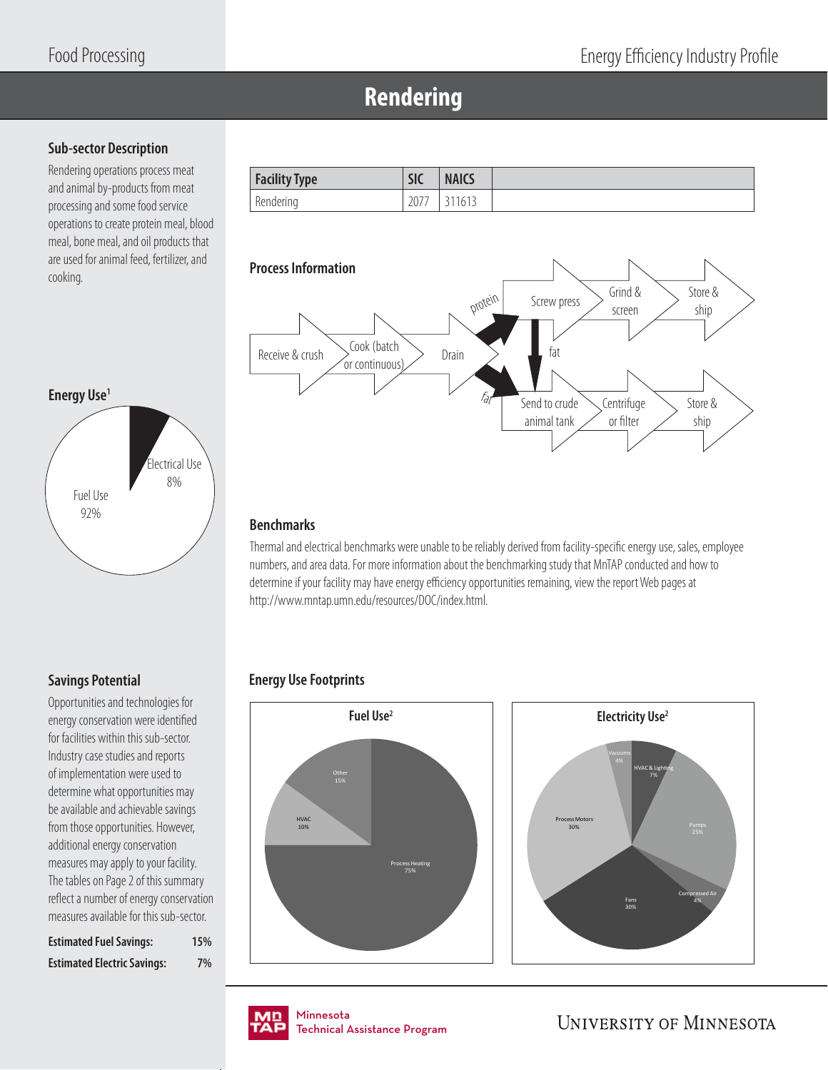# Rendering

## Sub-sector Description

Rendering operations process meat and animal by-products from meat processing and some food service operations to create protein meal, blood meal, bone meal, and oil products that are used for animal feed, fertilizer, and cooking.

| Facility Type | SIC | NAICS | |
|---|---|---|---|
| Rendering | 2077 | 311613 | |

## Process Information

Receive & crush → Cook (batch or continuous) → Drain → protein → Screw press → Grind & screen → Store & ship

Drain → fat → Send to crude animal tank → Centrifuge or filter → Store & ship

Screw press → fat → Send to crude animal tank

## Energy Use[1]

Electrical Use 8%

Fuel Use 92%

## Benchmarks

Thermal and electrical benchmarks were unable to be reliably derived from facility-specific energy use, sales, employee numbers, and area data. For more information about the benchmarking study that MnTAP conducted and how to determine if your facility may have energy efficiency opportunities remaining, view the report Web pages at http://www.mntap.umn.edu/resources/DOC/index.html.

## Savings Potential

Opportunities and technologies for energy conservation were identified for facilities within this sub-sector. Industry case studies and reports of implementation were used to determine what opportunities may be available and achievable savings from those opportunities. However, additional energy conservation measures may apply to your facility. The tables on Page 2 of this summary reflect a number of energy conservation measures available for this sub-sector.

**Estimated Fuel Savings:** 15%

**Estimated Electric Savings:** 7%

## Energy Use Footprints

**Fuel Use[2]**

- Process Heating 75%
- Other 15%
- HVAC 10%

**Electricity Use[2]**

- Process Motors 30%
- Fans 30%
- Pumps 25%
- HVAC & Lighting 7%
- Vacuums 4%
- Compressed Air 4%

Minnesota Technical Assistance Program

University of Minnesota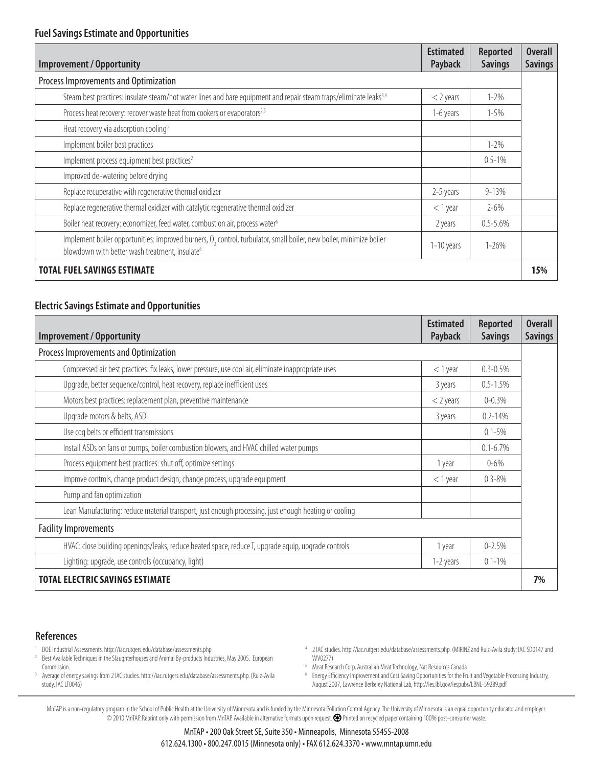### Fuel Savings Estimate and Opportunities

| Improvement / Opportunity | Estimated Payback | Reported Savings | Overall Savings |
|---|---|---|---|
| Process Improvements and Optimization | | | |
| Steam best practices: insulate steam/hot water lines and bare equipment and repair steam traps/eliminate leaks[3,4] | < 2 years | 1-2% | |
| Process heat recovery: recover waste heat from cookers or evaporators[2,5] | 1-6 years | 1-5% | |
| Heat recovery via adsorption cooling[6] | | | |
| Implement boiler best practices | | 1-2% | |
| Implement process equipment best practices[2] | | 0.5-1% | |
| Improved de-watering before drying | | | |
| Replace recuperative with regenerative thermal oxidizer | 2-5 years | 9-13% | |
| Replace regenerative thermal oxidizer with catalytic regenerative thermal oxidizer | < 1 year | 2-6% | |
| Boiler heat recovery: economizer, feed water, combustion air, process water[6] | 2 years | 0.5-5.6% | |
| Implement boiler opportunities: improved burners, $O_2$ control, turbulator, small boiler, new boiler, minimize boiler blowdown with better wash treatment, insulate[6] | 1-10 years | 1-26% | |
| **TOTAL FUEL SAVINGS ESTIMATE** | | | **15%** |

### Electric Savings Estimate and Opportunities

| Improvement / Opportunity | Estimated Payback | Reported Savings | Overall Savings |
|---|---|---|---|
| Process Improvements and Optimization | | | |
| Compressed air best practices: fix leaks, lower pressure, use cool air, eliminate inappropriate uses | < 1 year | 0.3-0.5% | |
| Upgrade, better sequence/control, heat recovery, replace inefficient uses | 3 years | 0.5-1.5% | |
| Motors best practices: replacement plan, preventive maintenance | < 2 years | 0-0.3% | |
| Upgrade motors & belts, ASD | 3 years | 0.2-14% | |
| Use cog belts or efficient transmissions | | 0.1-5% | |
| Install ASDs on fans or pumps, boiler combustion blowers, and HVAC chilled water pumps | | 0.1-6.7% | |
| Process equipment best practices: shut off, optimize settings | 1 year | 0-6% | |
| Improve controls, change product design, change process, upgrade equipment | < 1 year | 0.3-8% | |
| Pump and fan optimization | | | |
| Lean Manufacturing: reduce material transport, just enough processing, just enough heating or cooling | | | |
| Facility Improvements | | | |
| HVAC: close building openings/leaks, reduce heated space, reduce T, upgrade equip, upgrade controls | 1 year | 0-2.5% | |
| Lighting: upgrade, use controls (occupancy, light) | 1-2 years | 0.1-1% | |
| **TOTAL ELECTRIC SAVINGS ESTIMATE** | | | **7%** |

## References

1. DOE Industrial Assessments. http://iac.rutgers.edu/database/assessments.php
2. Best Available Techniques in the Slaughterhouses and Animal By-products Industries, May 2005. European Commission.
3. Average of energy savings from 2 IAC studies. http://iac.rutgers.edu/database/assessments.php. (Ruiz-Avila study, IAC LT0046)
4. 2 IAC studies. http://iac.rutgers.edu/database/assessments.php. (MIRINZ and Ruiz-Avila study; IAC SD0147 and WV0277)
5. Meat Research Corp, Australian Meat Technology; Nat Resources Canada
6. Energy Efficiency Improvement and Cost Saving Opportunities for the Fruit and Vegetable Processing Industry, August 2007, Lawrence Berkeley National Lab, http://ies.lbl.gov/iespubs/LBNL-59289.pdf

MnTAP is a non-regulatory program in the School of Public Health at the University of Minnesota and is funded by the Minnesota Pollution Control Agency. The University of Minnesota is an equal opportunity educator and employer. © 2010 MnTAP. Reprint only with permission from MnTAP. Available in alternative formats upon request. Printed on recycled paper containing 100% post-consumer waste.

MnTAP • 200 Oak Street SE, Suite 350 • Minneapolis, Minnesota 55455-2008
612.624.1300 • 800.247.0015 (Minnesota only) • FAX 612.624.3370 • www.mntap.umn.edu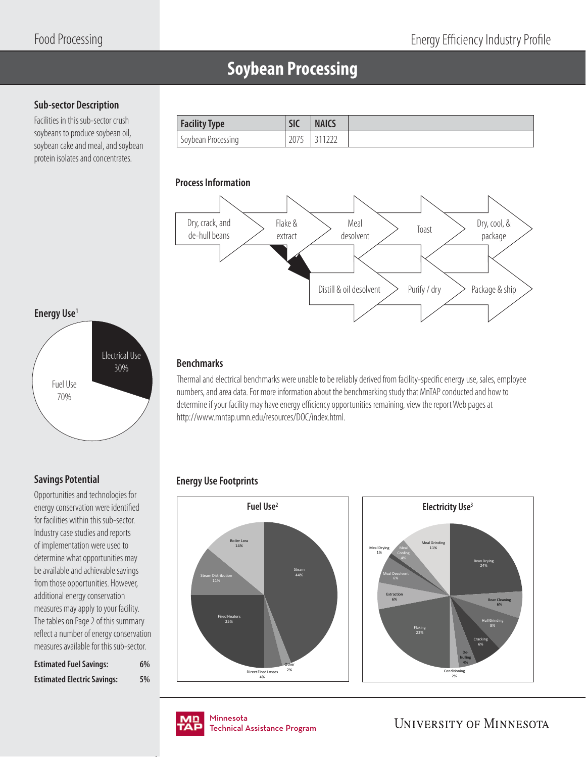# Soybean Processing

## Sub-sector Description

Facilities in this sub-sector crush soybeans to produce soybean oil, soybean cake and meal, and soybean protein isolates and concentrates.

| Facility Type | SIC | NAICS | |
|---|---|---|---|
| Soybean Processing | 2075 | 311222 | |

## Process Information

Dry, crack, and de-hull beans → Flake & extract → Meal desolvent → Toast → Dry, cool, & package

Flake & extract → Distill & oil desolvent → Purify / dry → Package & ship

## Energy Use[1]

- Electrical Use 30%
- Fuel Use 70%

## Benchmarks

Thermal and electrical benchmarks were unable to be reliably derived from facility-specific energy use, sales, employee numbers, and area data. For more information about the benchmarking study that MnTAP conducted and how to determine if your facility may have energy efficiency opportunities remaining, view the report Web pages at http://www.mntap.umn.edu/resources/DOC/index.html.

## Savings Potential

Opportunities and technologies for energy conservation were identified for facilities within this sub-sector. Industry case studies and reports of implementation were used to determine what opportunities may be available and achievable savings from those opportunities. However, additional energy conservation measures may apply to your facility. The tables on Page 2 of this summary reflect a number of energy conservation measures available for this sub-sector.

| | |
|---|---|
| **Estimated Fuel Savings:** | 6% |
| **Estimated Electric Savings:** | 5% |

## Energy Use Footprints

### Fuel Use[2]

- Steam 44%
- Fired Heaters 25%
- Boiler Loss 14%
- Steam Distribution 11%
- Direct Fired Losses 4%
- Other 2%

### Electricity Use[3]

- Bean Drying 24%
- Flaking 22%
- Meal Grinding 11%
- Hull Grinding 8%
- Bean Cleaning 6%
- Cracking 6%
- Extraction 6%
- Meal Desolvent 6%
- De-hulling 4%
- Meal Cooling 4%
- Conditioning 2%
- Meal Drying 1%

Minnesota Technical Assistance Program

University of Minnesota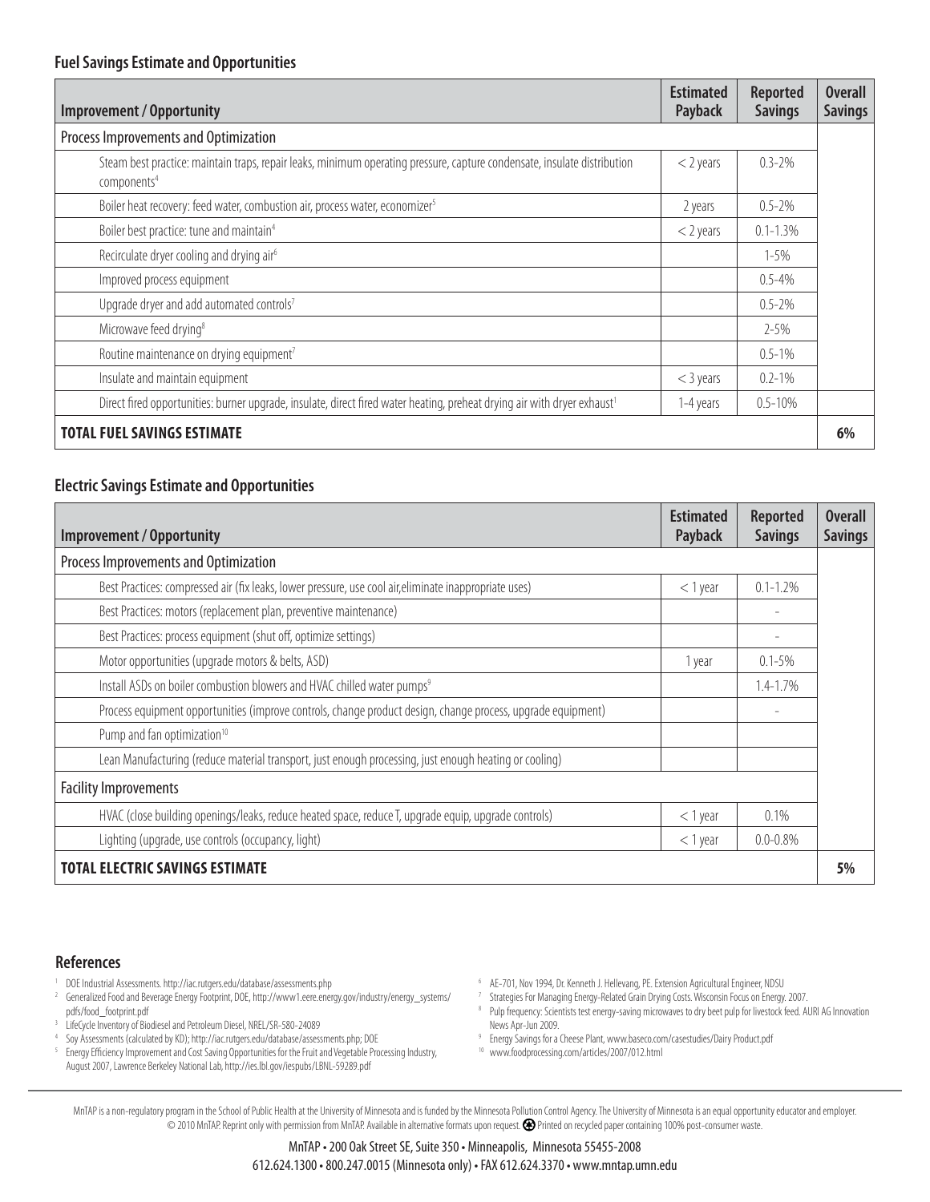### Fuel Savings Estimate and Opportunities

| Improvement / Opportunity | Estimated Payback | Reported Savings | Overall Savings |
|---|---|---|---|
| Process Improvements and Optimization | | | |
| Steam best practice: maintain traps, repair leaks, minimum operating pressure, capture condensate, insulate distribution components[4] | < 2 years | 0.3-2% | |
| Boiler heat recovery: feed water, combustion air, process water, economizer[5] | 2 years | 0.5-2% | |
| Boiler best practice: tune and maintain[4] | < 2 years | 0.1-1.3% | |
| Recirculate dryer cooling and drying air[6] | | 1-5% | |
| Improved process equipment | | 0.5-4% | |
| Upgrade dryer and add automated controls[7] | | 0.5-2% | |
| Microwave feed drying[8] | | 2-5% | |
| Routine maintenance on drying equipment[7] | | 0.5-1% | |
| Insulate and maintain equipment | < 3 years | 0.2-1% | |
| Direct fired opportunities: burner upgrade, insulate, direct fired water heating, preheat drying air with dryer exhaust[1] | 1-4 years | 0.5-10% | |
| **TOTAL FUEL SAVINGS ESTIMATE** | | | **6%** |

### Electric Savings Estimate and Opportunities

| Improvement / Opportunity | Estimated Payback | Reported Savings | Overall Savings |
|---|---|---|---|
| Process Improvements and Optimization | | | |
| Best Practices: compressed air (fix leaks, lower pressure, use cool air,eliminate inappropriate uses) | < 1 year | 0.1-1.2% | |
| Best Practices: motors (replacement plan, preventive maintenance) | | - | |
| Best Practices: process equipment (shut off, optimize settings) | | - | |
| Motor opportunities (upgrade motors & belts, ASD) | 1 year | 0.1-5% | |
| Install ASDs on boiler combustion blowers and HVAC chilled water pumps[9] | | 1.4-1.7% | |
| Process equipment opportunities (improve controls, change product design, change process, upgrade equipment) | | - | |
| Pump and fan optimization[10] | | | |
| Lean Manufacturing (reduce material transport, just enough processing, just enough heating or cooling) | | | |
| Facility Improvements | | | |
| HVAC (close building openings/leaks, reduce heated space, reduce T, upgrade equip, upgrade controls) | < 1 year | 0.1% | |
| Lighting (upgrade, use controls (occupancy, light) | < 1 year | 0.0-0.8% | |
| **TOTAL ELECTRIC SAVINGS ESTIMATE** | | | **5%** |

### References

1. DOE Industrial Assessments. http://iac.rutgers.edu/database/assessments.php
2. Generalized Food and Beverage Energy Footprint, DOE, http://www1.eere.energy.gov/industry/energy_systems/pdfs/food_footprint.pdf
3. LifeCycle Inventory of Biodiesel and Petroleum Diesel, NREL/SR-580-24089
4. Soy Assessments (calculated by KD); http://iac.rutgers.edu/database/assessments.php; DOE
5. Energy Efficiency Improvement and Cost Saving Opportunities for the Fruit and Vegetable Processing Industry, August 2007, Lawrence Berkeley National Lab, http://ies.lbl.gov/iespubs/LBNL-59289.pdf
6. AE-701, Nov 1994, Dr. Kenneth J. Hellevang, PE. Extension Agricultural Engineer, NDSU
7. Strategies For Managing Energy-Related Grain Drying Costs. Wisconsin Focus on Energy. 2007.
8. Pulp frequency: Scientists test energy-saving microwaves to dry beet pulp for livestock feed. AURI AG Innovation News Apr-Jun 2009.
9. Energy Savings for a Cheese Plant, www.baseco.com/casestudies/Dairy Product.pdf
10. www.foodprocessing.com/articles/2007/012.html

MnTAP is a non-regulatory program in the School of Public Health at the University of Minnesota and is funded by the Minnesota Pollution Control Agency. The University of Minnesota is an equal opportunity educator and employer. © 2010 MnTAP. Reprint only with permission from MnTAP. Available in alternative formats upon request. Printed on recycled paper containing 100% post-consumer waste.

MnTAP • 200 Oak Street SE, Suite 350 • Minneapolis, Minnesota 55455-2008
612.624.1300 • 800.247.0015 (Minnesota only) • FAX 612.624.3370 • www.mntap.umn.edu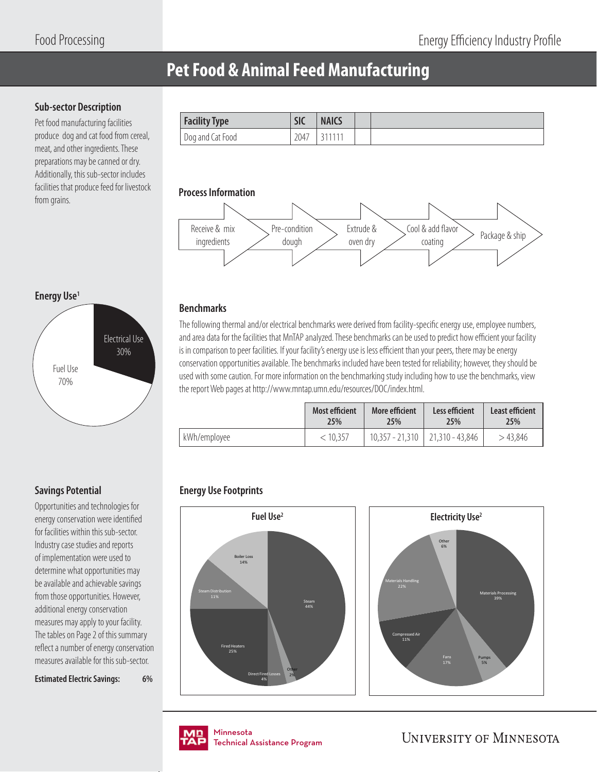# Pet Food & Animal Feed Manufacturing

## Sub-sector Description

Pet food manufacturing facilities produce dog and cat food from cereal, meat, and other ingredients. These preparations may be canned or dry. Additionally, this sub-sector includes facilities that produce feed for livestock from grains.

| Facility Type | SIC | NAICS | | |
|---|---|---|---|---|
| Dog and Cat Food | 2047 | 311111 | | |

## Process Information

Receive & mix ingredients → Pre-condition dough → Extrude & oven dry → Cool & add flavor coating → Package & ship

## Energy Use[1]

- Electrical Use 30%
- Fuel Use 70%

## Benchmarks

The following thermal and/or electrical benchmarks were derived from facility-specific energy use, employee numbers, and area data for the facilities that MnTAP analyzed. These benchmarks can be used to predict how efficient your facility is in comparison to peer facilities. If your facility's energy use is less efficient than your peers, there may be energy conservation opportunities available. The benchmarks included have been tested for reliability; however, they should be used with some caution. For more information on the benchmarking study including how to use the benchmarks, view the report Web pages at http://www.mntap.umn.edu/resources/DOC/index.html.

| | Most efficient 25% | More efficient 25% | Less efficient 25% | Least efficient 25% |
|---|---|---|---|---|
| kWh/employee | < 10,357 | 10,357 - 21,310 | 21,310 - 43,846 | > 43,846 |

## Savings Potential

Opportunities and technologies for energy conservation were identified for facilities within this sub-sector. Industry case studies and reports of implementation were used to determine what opportunities may be available and achievable savings from those opportunities. However, additional energy conservation measures may apply to your facility. The tables on Page 2 of this summary reflect a number of energy conservation measures available for this sub-sector.

**Estimated Electric Savings: 6%**

## Energy Use Footprints

### Fuel Use[2]

- Steam 44%
- Fired Heaters 25%
- Boiler Loss 14%
- Steam Distribution 11%
- Direct Fired Losses 4%
- Other 2%

### Electricity Use[2]

- Materials Processing 39%
- Materials Handling 22%
- Fans 17%
- Compressed Air 11%
- Other 6%
- Pumps 5%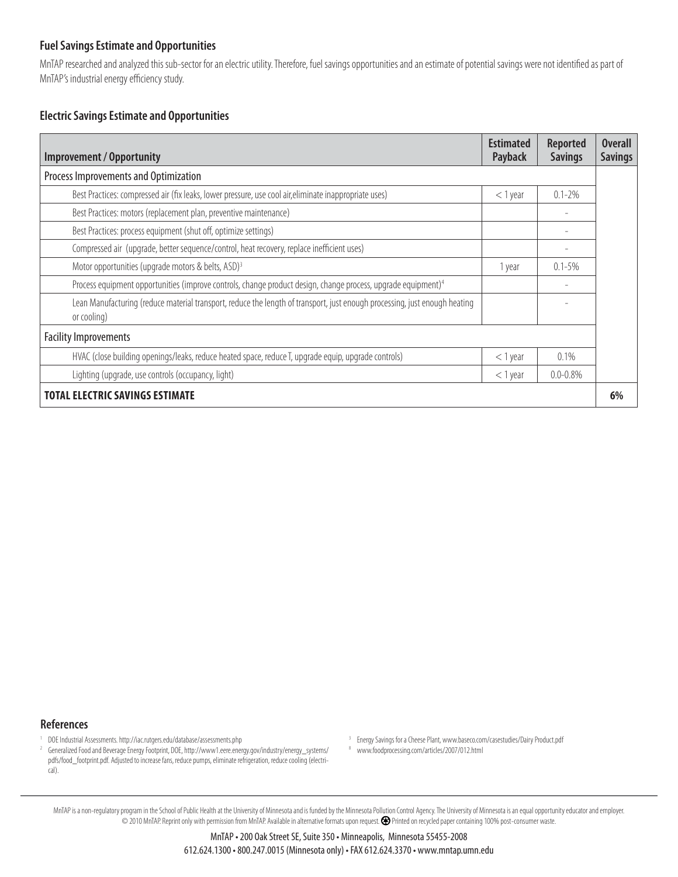### Fuel Savings Estimate and Opportunities

MnTAP researched and analyzed this sub-sector for an electric utility. Therefore, fuel savings opportunities and an estimate of potential savings were not identified as part of MnTAP's industrial energy efficiency study.

### Electric Savings Estimate and Opportunities

| Improvement / Opportunity | Estimated Payback | Reported Savings | Overall Savings |
|---|---|---|---|
| Process Improvements and Optimization | | | |
| Best Practices: compressed air (fix leaks, lower pressure, use cool air,eliminate inappropriate uses) | < 1 year | 0.1-2% | |
| Best Practices: motors (replacement plan, preventive maintenance) | | - | |
| Best Practices: process equipment (shut off, optimize settings) | | - | |
| Compressed air (upgrade, better sequence/control, heat recovery, replace inefficient uses) | | - | |
| Motor opportunities (upgrade motors & belts, ASD)[3] | 1 year | 0.1-5% | |
| Process equipment opportunities (improve controls, change product design, change process, upgrade equipment)[4] | | - | |
| Lean Manufacturing (reduce material transport, reduce the length of transport, just enough processing, just enough heating or cooling) | | - | |
| Facility Improvements | | | |
| HVAC (close building openings/leaks, reduce heated space, reduce T, upgrade equip, upgrade controls) | < 1 year | 0.1% | |
| Lighting (upgrade, use controls (occupancy, light) | < 1 year | 0.0-0.8% | |
| **TOTAL ELECTRIC SAVINGS ESTIMATE** | | | **6%** |

### References

1. DOE Industrial Assessments. http://iac.rutgers.edu/database/assessments.php
2. Generalized Food and Beverage Energy Footprint, DOE, http://www1.eere.energy.gov/industry/energy_systems/pdfs/food_footprint.pdf. Adjusted to increase fans, reduce pumps, eliminate refrigeration, reduce cooling (electrical).
3. Energy Savings for a Cheese Plant, www.baseco.com/casestudies/Dairy Product.pdf
8. www.foodprocessing.com/articles/2007/012.html

MnTAP is a non-regulatory program in the School of Public Health at the University of Minnesota and is funded by the Minnesota Pollution Control Agency. The University of Minnesota is an equal opportunity educator and employer. © 2010 MnTAP. Reprint only with permission from MnTAP. Available in alternative formats upon request. Printed on recycled paper containing 100% post-consumer waste.

MnTAP • 200 Oak Street SE, Suite 350 • Minneapolis, Minnesota 55455-2008
612.624.1300 • 800.247.0015 (Minnesota only) • FAX 612.624.3370 • www.mntap.umn.edu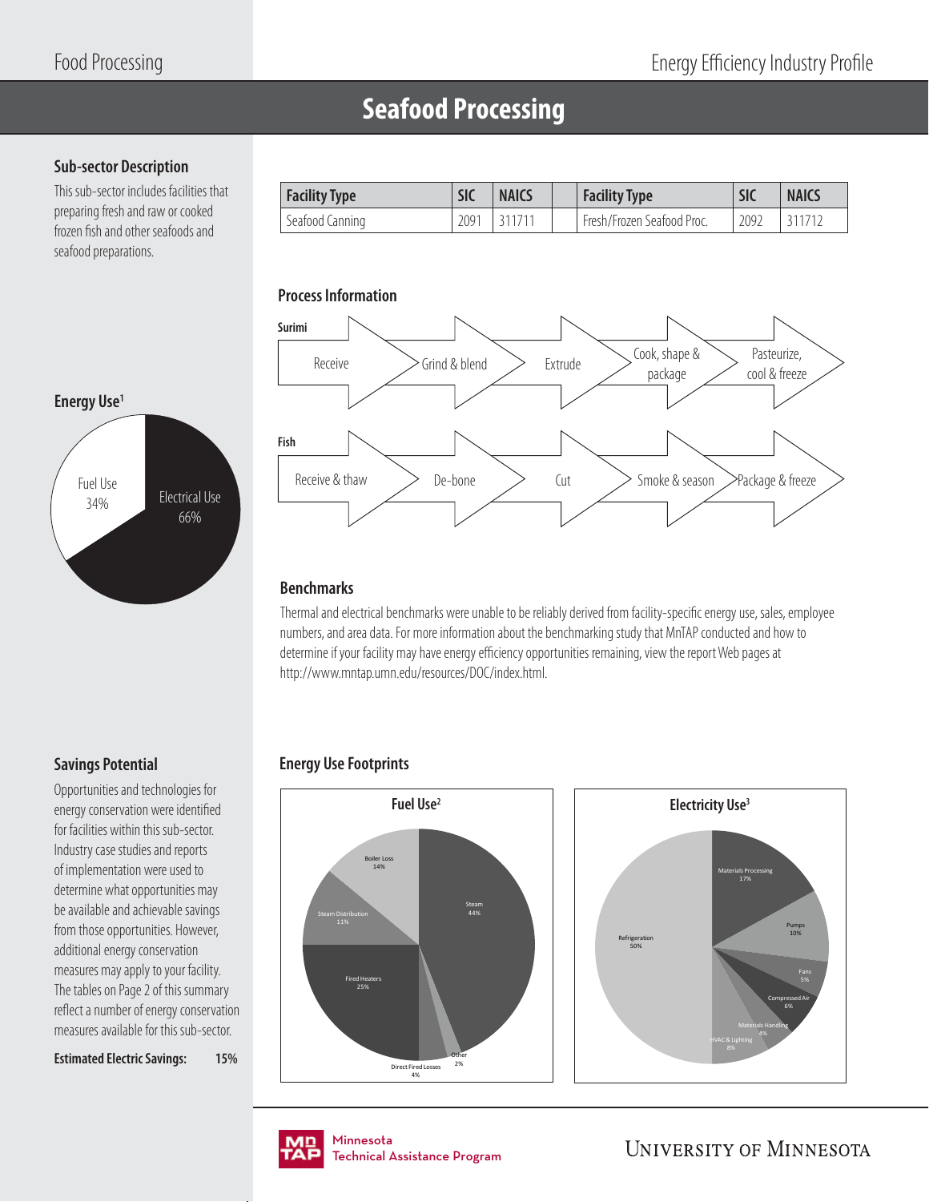# Seafood Processing

## Sub-sector Description

This sub-sector includes facilities that preparing fresh and raw or cooked frozen fish and other seafoods and seafood preparations.

| Facility Type | SIC | NAICS | | Facility Type | SIC | NAICS |
|---|---|---|---|---|---|---|
| Seafood Canning | 2091 | 311711 | | Fresh/Frozen Seafood Proc. | 2092 | 311712 |

## Process Information

**Surimi**

Receive → Grind & blend → Extrude → Cook, shape & package → Pasteurize, cool & freeze

**Fish**

Receive & thaw → De-bone → Cut → Smoke & season → Package & freeze

## Energy Use[1]

- Fuel Use 34%
- Electrical Use 66%

## Benchmarks

Thermal and electrical benchmarks were unable to be reliably derived from facility-specific energy use, sales, employee numbers, and area data. For more information about the benchmarking study that MnTAP conducted and how to determine if your facility may have energy efficiency opportunities remaining, view the report Web pages at http://www.mntap.umn.edu/resources/DOC/index.html.

## Savings Potential

Opportunities and technologies for energy conservation were identified for facilities within this sub-sector. Industry case studies and reports of implementation were used to determine what opportunities may be available and achievable savings from those opportunities. However, additional energy conservation measures may apply to your facility. The tables on Page 2 of this summary reflect a number of energy conservation measures available for this sub-sector.

**Estimated Electric Savings: 15%**

## Energy Use Footprints

**Fuel Use[2]**

- Steam 44%
- Other 2%
- Direct Fired Losses 4%
- Fired Heaters 25%
- Steam Distribution 11%
- Boiler Loss 14%

**Electricity Use[3]**

- Materials Processing 17%
- Pumps 10%
- Fans 5%
- Compressed Air 6%
- Materials Handling 4%
- HVAC & Lighting 8%
- Refrigeration 50%

Minnesota Technical Assistance Program

University of Minnesota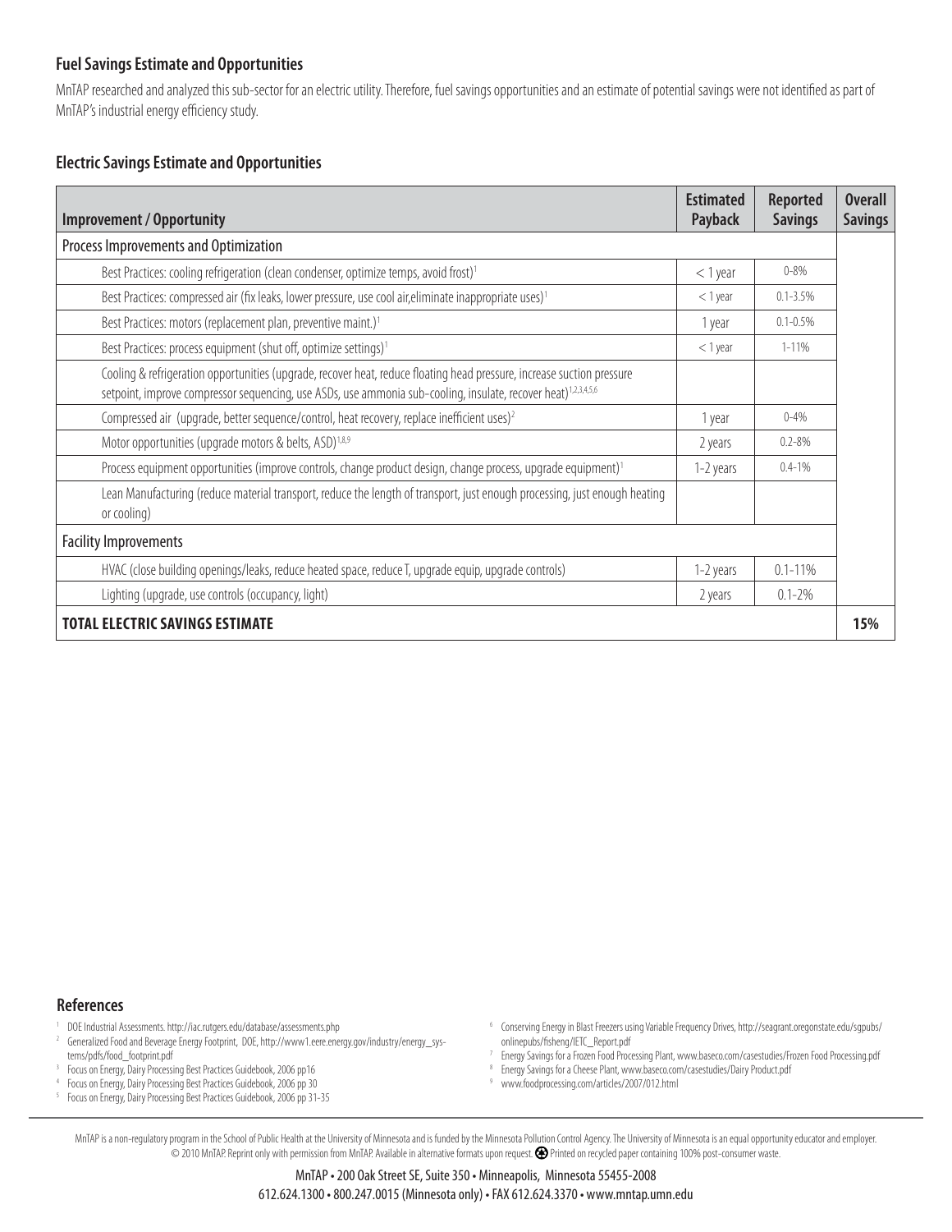### Fuel Savings Estimate and Opportunities

MnTAP researched and analyzed this sub-sector for an electric utility. Therefore, fuel savings opportunities and an estimate of potential savings were not identified as part of MnTAP's industrial energy efficiency study.

### Electric Savings Estimate and Opportunities

| Improvement / Opportunity | Estimated Payback | Reported Savings | Overall Savings |
|---|---|---|---|
| Process Improvements and Optimization | | | |
| Best Practices: cooling refrigeration (clean condenser, optimize temps, avoid frost)[1] | < 1 year | 0-8% | |
| Best Practices: compressed air (fix leaks, lower pressure, use cool air,eliminate inappropriate uses)[1] | < 1 year | 0.1-3.5% | |
| Best Practices: motors (replacement plan, preventive maint.)[1] | 1 year | 0.1-0.5% | |
| Best Practices: process equipment (shut off, optimize settings)[1] | < 1 year | 1-11% | |
| Cooling & refrigeration opportunities (upgrade, recover heat, reduce floating head pressure, increase suction pressure setpoint, improve compressor sequencing, use ASDs, use ammonia sub-cooling, insulate, recover heat)[1,2,3,4,5,6] | | | |
| Compressed air (upgrade, better sequence/control, heat recovery, replace inefficient uses)[2] | 1 year | 0-4% | |
| Motor opportunities (upgrade motors & belts, ASD)[1,8,9] | 2 years | 0.2-8% | |
| Process equipment opportunities (improve controls, change product design, change process, upgrade equipment)[1] | 1-2 years | 0.4-1% | |
| Lean Manufacturing (reduce material transport, reduce the length of transport, just enough processing, just enough heating or cooling) | | | |
| Facility Improvements | | | |
| HVAC (close building openings/leaks, reduce heated space, reduce T, upgrade equip, upgrade controls) | 1-2 years | 0.1-11% | |
| Lighting (upgrade, use controls (occupancy, light) | 2 years | 0.1-2% | |
| **TOTAL ELECTRIC SAVINGS ESTIMATE** | | | **15%** |

### References

1. DOE Industrial Assessments. http://iac.rutgers.edu/database/assessments.php
2. Generalized Food and Beverage Energy Footprint, DOE, http://www1.eere.energy.gov/industry/energy_systems/pdfs/food_footprint.pdf
3. Focus on Energy, Dairy Processing Best Practices Guidebook, 2006 pp16
4. Focus on Energy, Dairy Processing Best Practices Guidebook, 2006 pp 30
5. Focus on Energy, Dairy Processing Best Practices Guidebook, 2006 pp 31-35
6. Conserving Energy in Blast Freezers using Variable Frequency Drives, http://seagrant.oregonstate.edu/sgpubs/onlinepubs/fisheng/IETC_Report.pdf
7. Energy Savings for a Frozen Food Processing Plant, www.baseco.com/casestudies/Frozen Food Processing.pdf
8. Energy Savings for a Cheese Plant, www.baseco.com/casestudies/Dairy Product.pdf
9. www.foodprocessing.com/articles/2007/012.html

MnTAP is a non-regulatory program in the School of Public Health at the University of Minnesota and is funded by the Minnesota Pollution Control Agency. The University of Minnesota is an equal opportunity educator and employer. © 2010 MnTAP. Reprint only with permission from MnTAP. Available in alternative formats upon request. Printed on recycled paper containing 100% post-consumer waste.

MnTAP • 200 Oak Street SE, Suite 350 • Minneapolis, Minnesota 55455-2008
612.624.1300 • 800.247.0015 (Minnesota only) • FAX 612.624.3370 • www.mntap.umn.edu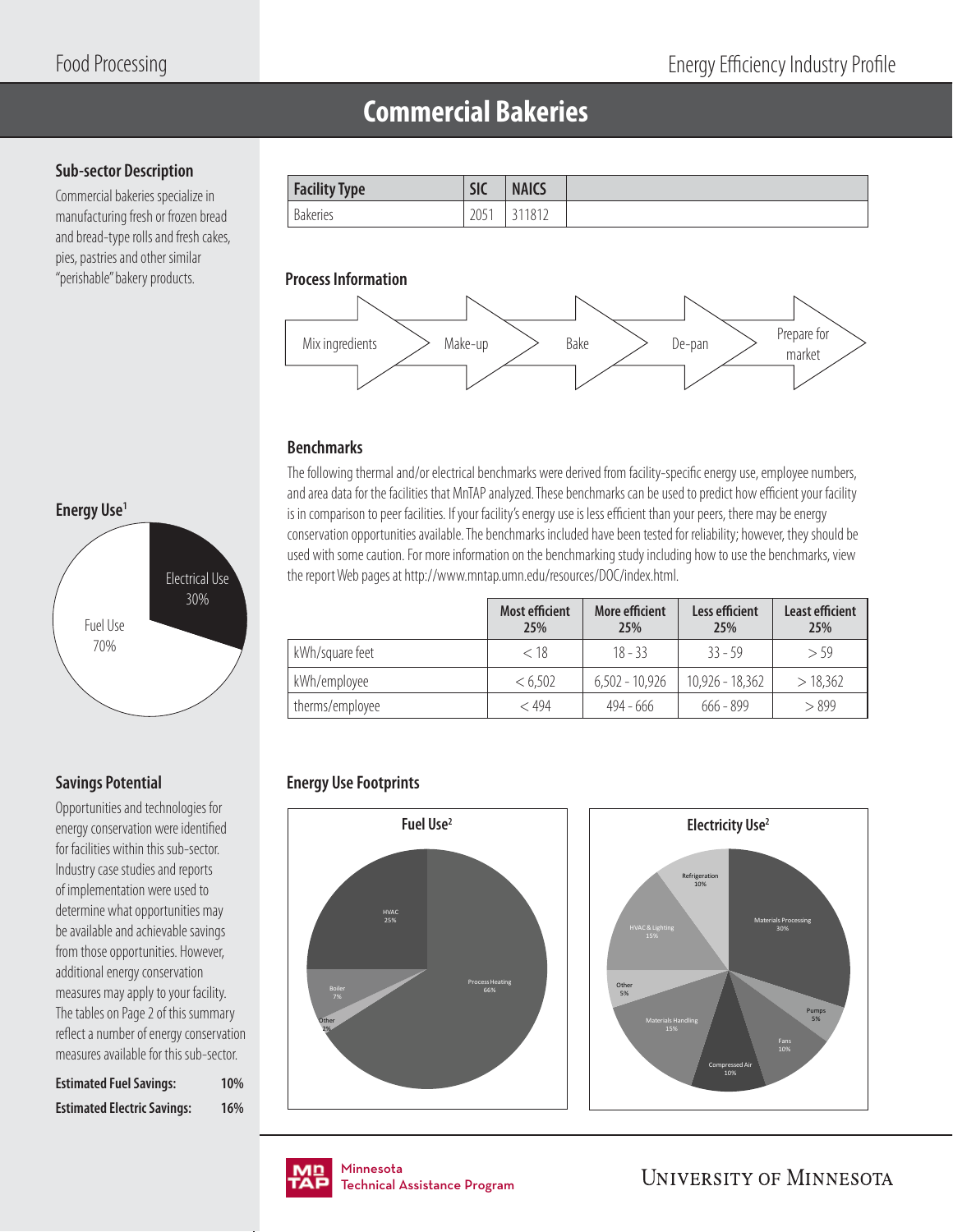# Commercial Bakeries

## Sub-sector Description

Commercial bakeries specialize in manufacturing fresh or frozen bread and bread-type rolls and fresh cakes, pies, pastries and other similar "perishable" bakery products.

| Facility Type | SIC | NAICS | |
|---|---|---|---|
| Bakeries | 2051 | 311812 | |

## Process Information

Mix ingredients → Make-up → Bake → De-pan → Prepare for market

## Energy Use[1]

- Electrical Use 30%
- Fuel Use 70%

## Benchmarks

The following thermal and/or electrical benchmarks were derived from facility-specific energy use, employee numbers, and area data for the facilities that MnTAP analyzed. These benchmarks can be used to predict how efficient your facility is in comparison to peer facilities. If your facility's energy use is less efficient than your peers, there may be energy conservation opportunities available. The benchmarks included have been tested for reliability; however, they should be used with some caution. For more information on the benchmarking study including how to use the benchmarks, view the report Web pages at http://www.mntap.umn.edu/resources/DOC/index.html.

| | Most efficient 25% | More efficient 25% | Less efficient 25% | Least efficient 25% |
|---|---|---|---|---|
| kWh/square feet | < 18 | 18 - 33 | 33 - 59 | > 59 |
| kWh/employee | < 6,502 | 6,502 - 10,926 | 10,926 - 18,362 | > 18,362 |
| therms/employee | < 494 | 494 - 666 | 666 - 899 | > 899 |

## Savings Potential

Opportunities and technologies for energy conservation were identified for facilities within this sub-sector. Industry case studies and reports of implementation were used to determine what opportunities may be available and achievable savings from those opportunities. However, additional energy conservation measures may apply to your facility. The tables on Page 2 of this summary reflect a number of energy conservation measures available for this sub-sector.

**Estimated Fuel Savings:** 10%

**Estimated Electric Savings:** 16%

## Energy Use Footprints

**Fuel Use[2]**

- Process Heating 66%
- HVAC 25%
- Boiler 7%
- Other 2%

**Electricity Use[2]**

- Materials Processing 30%
- Pumps 5%
- Fans 10%
- Compressed Air 10%
- Materials Handling 15%
- Other 5%
- HVAC & Lighting 15%
- Refrigeration 10%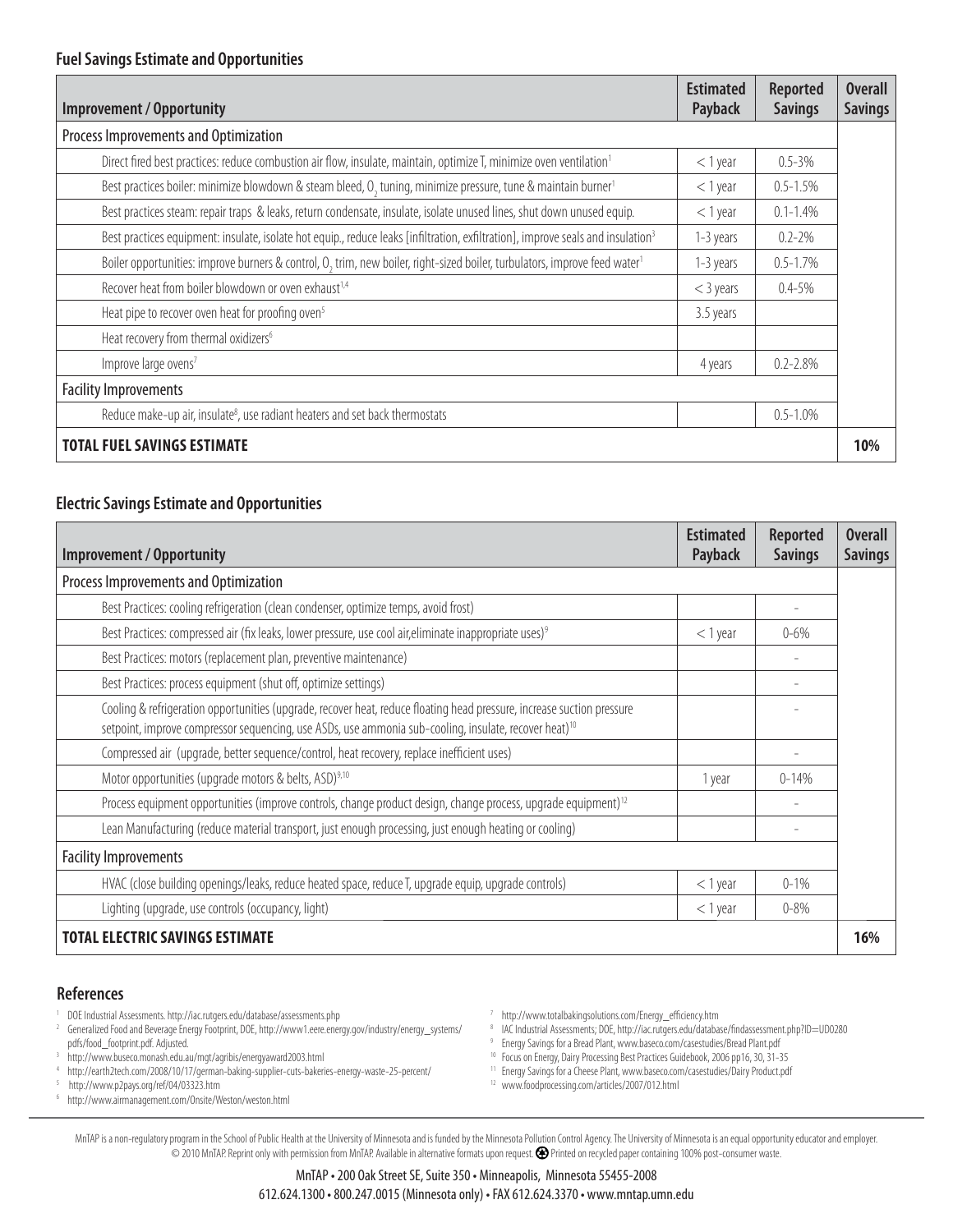### Fuel Savings Estimate and Opportunities

| Improvement / Opportunity | Estimated Payback | Reported Savings | Overall Savings |
|---|---|---|---|
| Process Improvements and Optimization | | | |
| Direct fired best practices: reduce combustion air flow, insulate, maintain, optimize T, minimize oven ventilation[1] | < 1 year | 0.5-3% | |
| Best practices boiler: minimize blowdown & steam bleed, $O_2$ tuning, minimize pressure, tune & maintain burner[1] | < 1 year | 0.5-1.5% | |
| Best practices steam: repair traps & leaks, return condensate, insulate, isolate unused lines, shut down unused equip. | < 1 year | 0.1-1.4% | |
| Best practices equipment: insulate, isolate hot equip., reduce leaks [infiltration, exfiltration], improve seals and insulation[3] | 1-3 years | 0.2-2% | |
| Boiler opportunities: improve burners & control, $O_2$ trim, new boiler, right-sized boiler, turbulators, improve feed water[1] | 1-3 years | 0.5-1.7% | |
| Recover heat from boiler blowdown or oven exhaust[1,4] | < 3 years | 0.4-5% | |
| Heat pipe to recover oven heat for proofing oven[5] | 3.5 years | | |
| Heat recovery from thermal oxidizers[6] | | | |
| Improve large ovens[7] | 4 years | 0.2-2.8% | |
| Facility Improvements | | | |
| Reduce make-up air, insulate[8], use radiant heaters and set back thermostats | | 0.5-1.0% | |
| **TOTAL FUEL SAVINGS ESTIMATE** | | | **10%** |

### Electric Savings Estimate and Opportunities

| Improvement / Opportunity | Estimated Payback | Reported Savings | Overall Savings |
|---|---|---|---|
| Process Improvements and Optimization | | | |
| Best Practices: cooling refrigeration (clean condenser, optimize temps, avoid frost) | | - | |
| Best Practices: compressed air (fix leaks, lower pressure, use cool air,eliminate inappropriate uses)[9] | < 1 year | 0-6% | |
| Best Practices: motors (replacement plan, preventive maintenance) | | - | |
| Best Practices: process equipment (shut off, optimize settings) | | - | |
| Cooling & refrigeration opportunities (upgrade, recover heat, reduce floating head pressure, increase suction pressure setpoint, improve compressor sequencing, use ASDs, use ammonia sub-cooling, insulate, recover heat)[10] | | - | |
| Compressed air (upgrade, better sequence/control, heat recovery, replace inefficient uses) | | - | |
| Motor opportunities (upgrade motors & belts, ASD)[9,10] | 1 year | 0-14% | |
| Process equipment opportunities (improve controls, change product design, change process, upgrade equipment)[12] | | - | |
| Lean Manufacturing (reduce material transport, just enough processing, just enough heating or cooling) | | - | |
| Facility Improvements | | | |
| HVAC (close building openings/leaks, reduce heated space, reduce T, upgrade equip, upgrade controls) | < 1 year | 0-1% | |
| Lighting (upgrade, use controls (occupancy, light) | < 1 year | 0-8% | |
| **TOTAL ELECTRIC SAVINGS ESTIMATE** | | | **16%** |

## References

1. DOE Industrial Assessments. http://iac.rutgers.edu/database/assessments.php
2. Generalized Food and Beverage Energy Footprint, DOE, http://www1.eere.energy.gov/industry/energy_systems/pdfs/food_footprint.pdf. Adjusted.
3. http://www.buseco.monash.edu.au/mgt/agribis/energyaward2003.html
4. http://earth2tech.com/2008/10/17/german-baking-supplier-cuts-bakeries-energy-waste-25-percent/
5. http://www.p2pays.org/ref/04/03323.htm
6. http://www.airmanagement.com/Onsite/Weston/weston.html
7. http://www.totalbakingsolutions.com/Energy_efficiency.htm
8. IAC Industrial Assessments; DOE, http://iac.rutgers.edu/database/findassessment.php?ID=UD0280
9. Energy Savings for a Bread Plant, www.baseco.com/casestudies/Bread Plant.pdf
10. Focus on Energy, Dairy Processing Best Practices Guidebook, 2006 pp16, 30, 31-35
11. Energy Savings for a Cheese Plant, www.baseco.com/casestudies/Dairy Product.pdf
12. www.foodprocessing.com/articles/2007/012.html

MnTAP is a non-regulatory program in the School of Public Health at the University of Minnesota and is funded by the Minnesota Pollution Control Agency. The University of Minnesota is an equal opportunity educator and employer. © 2010 MnTAP. Reprint only with permission from MnTAP. Available in alternative formats upon request. Printed on recycled paper containing 100% post-consumer waste.

MnTAP • 200 Oak Street SE, Suite 350 • Minneapolis, Minnesota 55455-2008
612.624.1300 • 800.247.0015 (Minnesota only) • FAX 612.624.3370 • www.mntap.umn.edu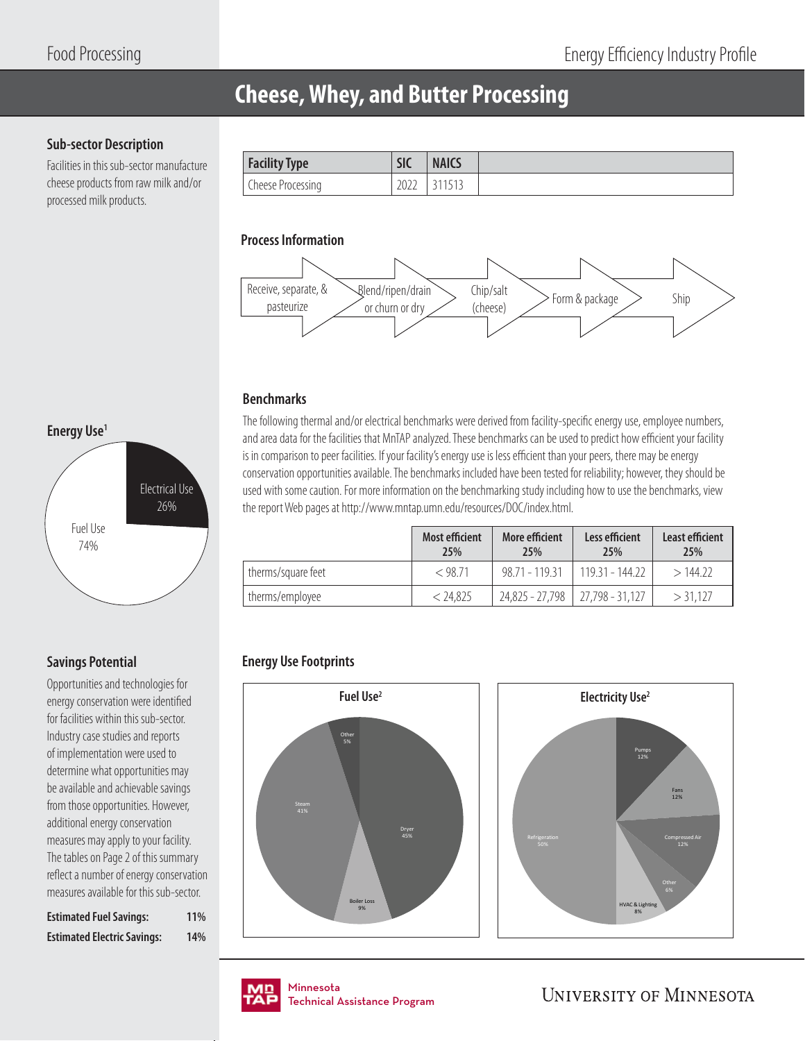# Cheese, Whey, and Butter Processing

## Sub-sector Description

Facilities in this sub-sector manufacture cheese products from raw milk and/or processed milk products.

| Facility Type | SIC | NAICS | |
|---|---|---|---|
| Cheese Processing | 2022 | 311513 | |

## Process Information

Receive, separate, & pasteurize → Blend/ripen/drain or churn or dry → Chip/salt (cheese) → Form & package → Ship

## Energy Use[1]

Electrical Use 26%

Fuel Use 74%

## Benchmarks

The following thermal and/or electrical benchmarks were derived from facility-specific energy use, employee numbers, and area data for the facilities that MnTAP analyzed. These benchmarks can be used to predict how efficient your facility is in comparison to peer facilities. If your facility's energy use is less efficient than your peers, there may be energy conservation opportunities available. The benchmarks included have been tested for reliability; however, they should be used with some caution. For more information on the benchmarking study including how to use the benchmarks, view the report Web pages at http://www.mntap.umn.edu/resources/DOC/index.html.

| | Most efficient 25% | More efficient 25% | Less efficient 25% | Least efficient 25% |
|---|---|---|---|---|
| therms/square feet | < 98.71 | 98.71 - 119.31 | 119.31 - 144.22 | > 144.22 |
| therms/employee | < 24,825 | 24,825 - 27,798 | 27,798 - 31,127 | > 31,127 |

## Savings Potential

Opportunities and technologies for energy conservation were identified for facilities within this sub-sector. Industry case studies and reports of implementation were used to determine what opportunities may be available and achievable savings from those opportunities. However, additional energy conservation measures may apply to your facility. The tables on Page 2 of this summary reflect a number of energy conservation measures available for this sub-sector.

**Estimated Fuel Savings:** 11%

**Estimated Electric Savings:** 14%

## Energy Use Footprints

**Fuel Use[2]**

- Dryer 45%
- Steam 41%
- Boiler Loss 9%
- Other 5%

**Electricity Use[2]**

- Refrigeration 50%
- Pumps 12%
- Fans 12%
- Compressed Air 12%
- HVAC & Lighting 8%
- Other 6%

Minnesota Technical Assistance Program

University of Minnesota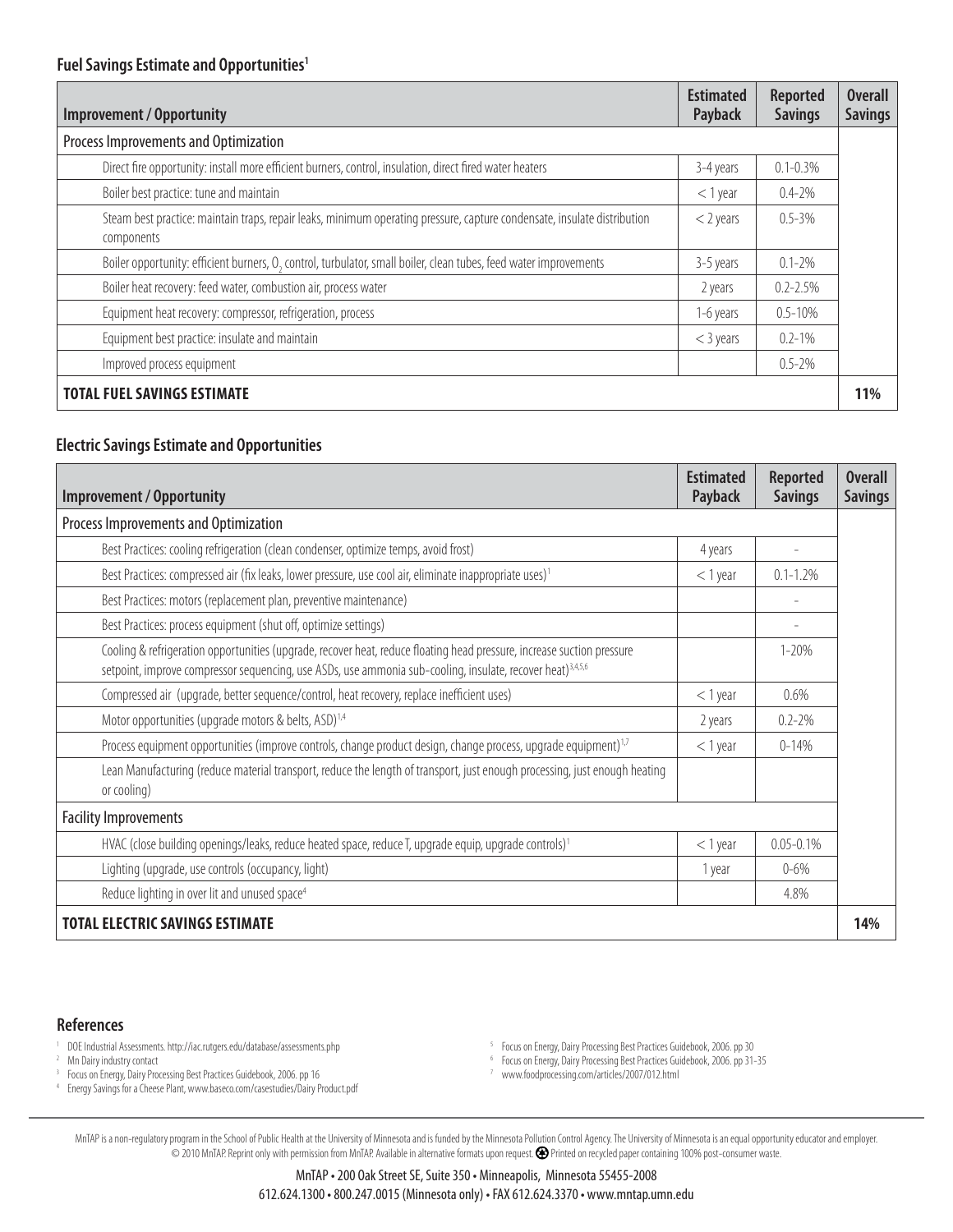### Fuel Savings Estimate and Opportunities[1]

| Improvement / Opportunity | Estimated Payback | Reported Savings | Overall Savings |
|---|---|---|---|
| Process Improvements and Optimization | | | |
| Direct fire opportunity: install more efficient burners, control, insulation, direct fired water heaters | 3-4 years | 0.1-0.3% | |
| Boiler best practice: tune and maintain | < 1 year | 0.4-2% | |
| Steam best practice: maintain traps, repair leaks, minimum operating pressure, capture condensate, insulate distribution components | < 2 years | 0.5-3% | |
| Boiler opportunity: efficient burners, $O_2$ control, turbulator, small boiler, clean tubes, feed water improvements | 3-5 years | 0.1-2% | |
| Boiler heat recovery: feed water, combustion air, process water | 2 years | 0.2-2.5% | |
| Equipment heat recovery: compressor, refrigeration, process | 1-6 years | 0.5-10% | |
| Equipment best practice: insulate and maintain | < 3 years | 0.2-1% | |
| Improved process equipment | | 0.5-2% | |
| **TOTAL FUEL SAVINGS ESTIMATE** | | | **11%** |

### Electric Savings Estimate and Opportunities

| Improvement / Opportunity | Estimated Payback | Reported Savings | Overall Savings |
|---|---|---|---|
| Process Improvements and Optimization | | | |
| Best Practices: cooling refrigeration (clean condenser, optimize temps, avoid frost) | 4 years | - | |
| Best Practices: compressed air (fix leaks, lower pressure, use cool air, eliminate inappropriate uses)[1] | < 1 year | 0.1-1.2% | |
| Best Practices: motors (replacement plan, preventive maintenance) | | - | |
| Best Practices: process equipment (shut off, optimize settings) | | - | |
| Cooling & refrigeration opportunities (upgrade, recover heat, reduce floating head pressure, increase suction pressure setpoint, improve compressor sequencing, use ASDs, use ammonia sub-cooling, insulate, recover heat)[3,4,5,6] | | 1-20% | |
| Compressed air (upgrade, better sequence/control, heat recovery, replace inefficient uses) | < 1 year | 0.6% | |
| Motor opportunities (upgrade motors & belts, ASD)[1,4] | 2 years | 0.2-2% | |
| Process equipment opportunities (improve controls, change product design, change process, upgrade equipment)[1,7] | < 1 year | 0-14% | |
| Lean Manufacturing (reduce material transport, reduce the length of transport, just enough processing, just enough heating or cooling) | | | |
| Facility Improvements | | | |
| HVAC (close building openings/leaks, reduce heated space, reduce T, upgrade equip, upgrade controls)[1] | < 1 year | 0.05-0.1% | |
| Lighting (upgrade, use controls (occupancy, light) | 1 year | 0-6% | |
| Reduce lighting in over lit and unused space[4] | | 4.8% | |
| **TOTAL ELECTRIC SAVINGS ESTIMATE** | | | **14%** |

### References

1. DOE Industrial Assessments. http://iac.rutgers.edu/database/assessments.php
2. Mn Dairy industry contact
3. Focus on Energy, Dairy Processing Best Practices Guidebook, 2006. pp 16
4. Energy Savings for a Cheese Plant, www.baseco.com/casestudies/Dairy Product.pdf
5. Focus on Energy, Dairy Processing Best Practices Guidebook, 2006. pp 30
6. Focus on Energy, Dairy Processing Best Practices Guidebook, 2006. pp 31-35
7. www.foodprocessing.com/articles/2007/012.html

MnTAP is a non-regulatory program in the School of Public Health at the University of Minnesota and is funded by the Minnesota Pollution Control Agency. The University of Minnesota is an equal opportunity educator and employer. © 2010 MnTAP. Reprint only with permission from MnTAP. Available in alternative formats upon request. Printed on recycled paper containing 100% post-consumer waste.

MnTAP • 200 Oak Street SE, Suite 350 • Minneapolis, Minnesota 55455-2008
612.624.1300 • 800.247.0015 (Minnesota only) • FAX 612.624.3370 • www.mntap.umn.edu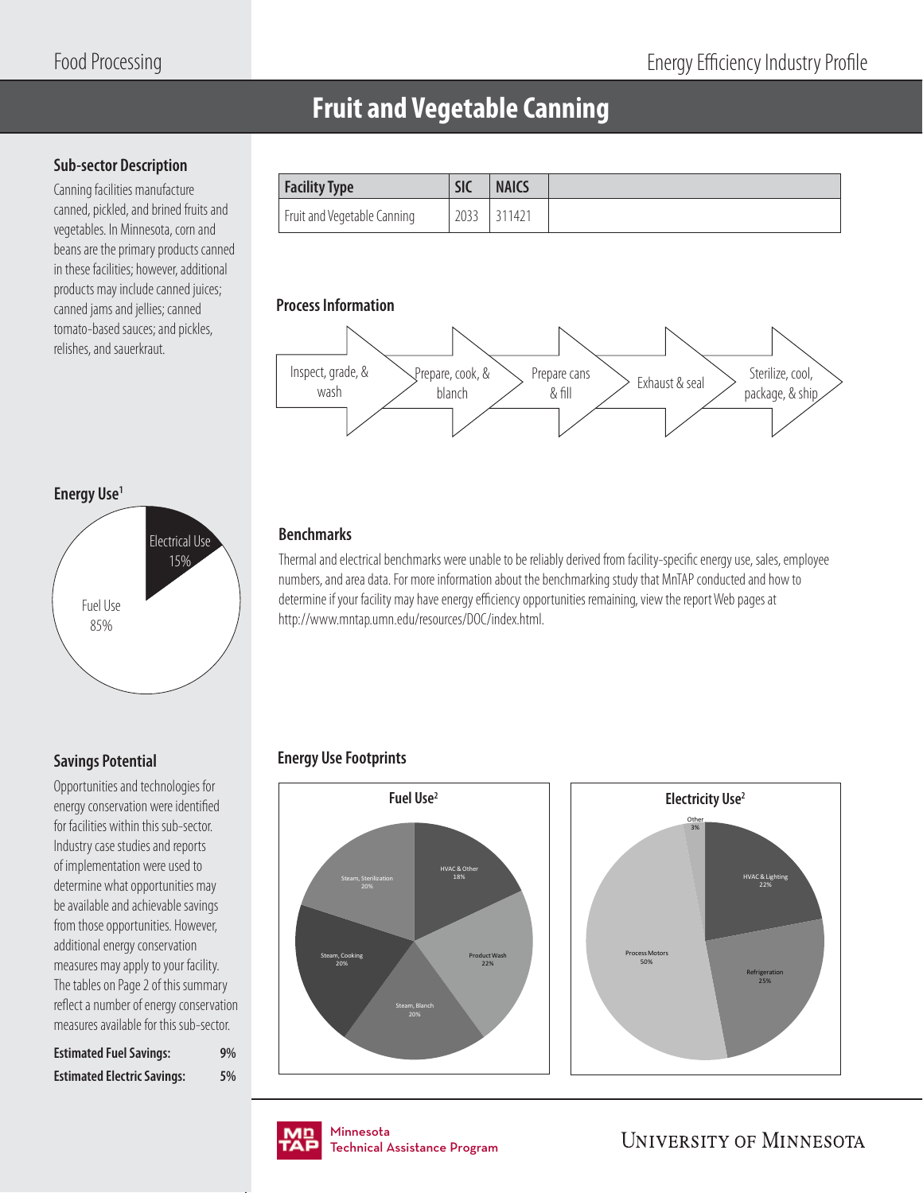# Fruit and Vegetable Canning

## Sub-sector Description

Canning facilities manufacture canned, pickled, and brined fruits and vegetables. In Minnesota, corn and beans are the primary products canned in these facilities; however, additional products may include canned juices; canned jams and jellies; canned tomato-based sauces; and pickles, relishes, and sauerkraut.

| Facility Type | SIC | NAICS | |
|---|---|---|---|
| Fruit and Vegetable Canning | 2033 | 311421 | |

## Process Information

Inspect, grade, & wash → Prepare, cook, & blanch → Prepare cans & fill → Exhaust & seal → Sterilize, cool, package, & ship

## Energy Use[1]

- Electrical Use 15%
- Fuel Use 85%

## Benchmarks

Thermal and electrical benchmarks were unable to be reliably derived from facility-specific energy use, sales, employee numbers, and area data. For more information about the benchmarking study that MnTAP conducted and how to determine if your facility may have energy efficiency opportunities remaining, view the report Web pages at http://www.mntap.umn.edu/resources/DOC/index.html.

## Savings Potential

Opportunities and technologies for energy conservation were identified for facilities within this sub-sector. Industry case studies and reports of implementation were used to determine what opportunities may be available and achievable savings from those opportunities. However, additional energy conservation measures may apply to your facility. The tables on Page 2 of this summary reflect a number of energy conservation measures available for this sub-sector.

**Estimated Fuel Savings:** 9%

**Estimated Electric Savings:** 5%

## Energy Use Footprints

**Fuel Use[2]**

- HVAC & Other 18%
- Product Wash 22%
- Steam, Blanch 20%
- Steam, Cooking 20%
- Steam, Sterilization 20%

**Electricity Use[2]**

- HVAC & Lighting 22%
- Refrigeration 25%
- Process Motors 50%
- Other 3%

Minnesota Technical Assistance Program

University of Minnesota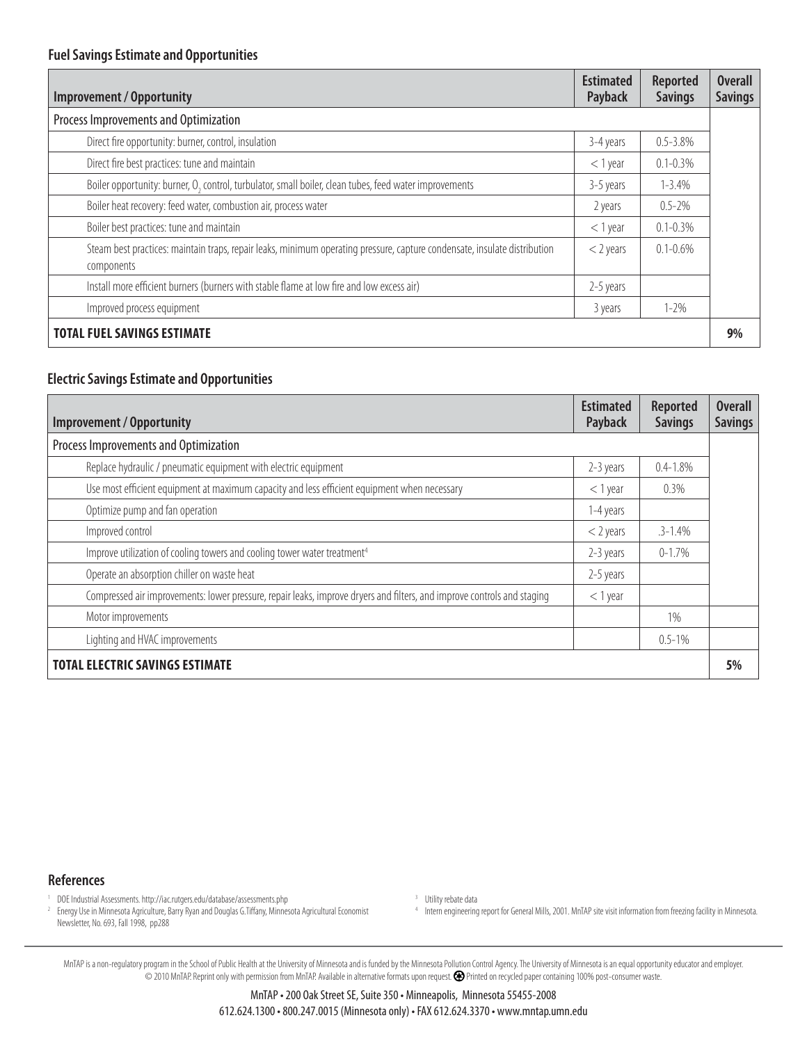### Fuel Savings Estimate and Opportunities

| Improvement / Opportunity | Estimated Payback | Reported Savings | Overall Savings |
|---|---|---|---|
| Process Improvements and Optimization | | | |
| Direct fire opportunity: burner, control, insulation | 3-4 years | 0.5-3.8% | |
| Direct fire best practices: tune and maintain | < 1 year | 0.1-0.3% | |
| Boiler opportunity: burner, $O_2$ control, turbulator, small boiler, clean tubes, feed water improvements | 3-5 years | 1-3.4% | |
| Boiler heat recovery: feed water, combustion air, process water | 2 years | 0.5-2% | |
| Boiler best practices: tune and maintain | < 1 year | 0.1-0.3% | |
| Steam best practices: maintain traps, repair leaks, minimum operating pressure, capture condensate, insulate distribution components | < 2 years | 0.1-0.6% | |
| Install more efficient burners (burners with stable flame at low fire and low excess air) | 2-5 years | | |
| Improved process equipment | 3 years | 1-2% | |
| **TOTAL FUEL SAVINGS ESTIMATE** | | | **9%** |

### Electric Savings Estimate and Opportunities

| Improvement / Opportunity | Estimated Payback | Reported Savings | Overall Savings |
|---|---|---|---|
| Process Improvements and Optimization | | | |
| Replace hydraulic / pneumatic equipment with electric equipment | 2-3 years | 0.4-1.8% | |
| Use most efficient equipment at maximum capacity and less efficient equipment when necessary | < 1 year | 0.3% | |
| Optimize pump and fan operation | 1-4 years | | |
| Improved control | < 2 years | .3-1.4% | |
| Improve utilization of cooling towers and cooling tower water treatment[4] | 2-3 years | 0-1.7% | |
| Operate an absorption chiller on waste heat | 2-5 years | | |
| Compressed air improvements: lower pressure, repair leaks, improve dryers and filters, and improve controls and staging | < 1 year | | |
| Motor improvements | | 1% | |
| Lighting and HVAC improvements | | 0.5-1% | |
| **TOTAL ELECTRIC SAVINGS ESTIMATE** | | | **5%** |

### References

1. DOE Industrial Assessments. http://iac.rutgers.edu/database/assessments.php
2. Energy Use in Minnesota Agriculture, Barry Ryan and Douglas G.Tiffany, Minnesota Agricultural Economist Newsletter, No. 693, Fall 1998, pp288
3. Utility rebate data
4. Intern engineering report for General Mills, 2001. MnTAP site visit information from freezing facility in Minnesota.

MnTAP is a non-regulatory program in the School of Public Health at the University of Minnesota and is funded by the Minnesota Pollution Control Agency. The University of Minnesota is an equal opportunity educator and employer. © 2010 MnTAP. Reprint only with permission from MnTAP. Available in alternative formats upon request. Printed on recycled paper containing 100% post-consumer waste.

MnTAP • 200 Oak Street SE, Suite 350 • Minneapolis, Minnesota 55455-2008
612.624.1300 • 800.247.0015 (Minnesota only) • FAX 612.624.3370 • www.mntap.umn.edu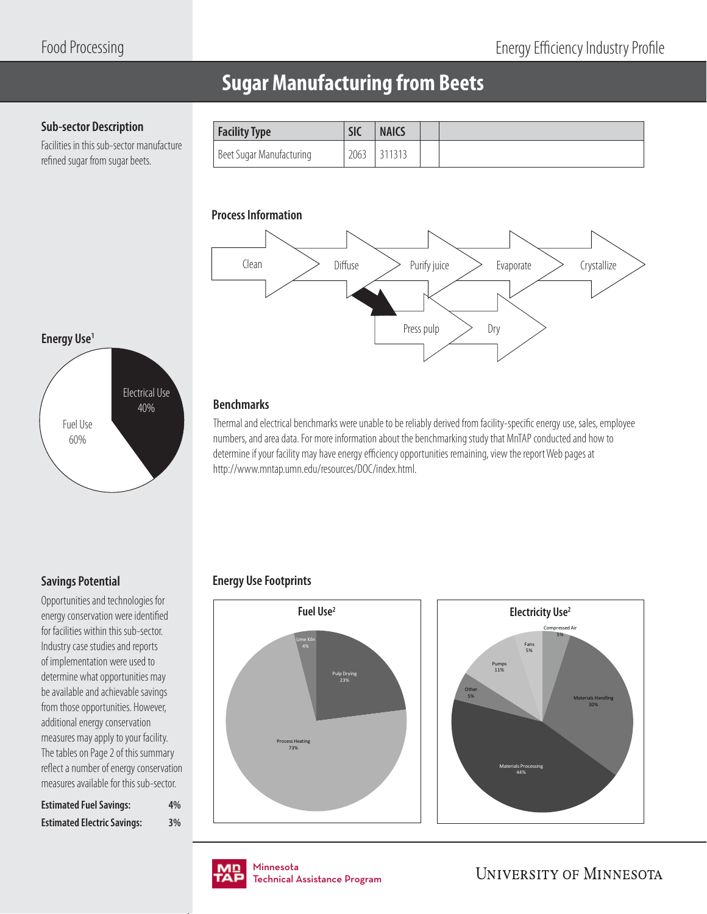Food Processing

Energy Efficiency Industry Profile

# Sugar Manufacturing from Beets

## Sub-sector Description

Facilities in this sub-sector manufacture refined sugar from sugar beets.

| Facility Type | SIC | NAICS | | |
|---|---|---|---|---|
| Beet Sugar Manufacturing | 2063 | 311313 | | |

## Process Information

Clean → Diffuse → Purify juice → Evaporate → Crystallize

Diffuse → Press pulp → Dry

## Energy Use[1]

Electrical Use 40%

Fuel Use 60%

## Benchmarks

Thermal and electrical benchmarks were unable to be reliably derived from facility-specific energy use, sales, employee numbers, and area data. For more information about the benchmarking study that MnTAP conducted and how to determine if your facility may have energy efficiency opportunities remaining, view the report Web pages at http://www.mntap.umn.edu/resources/DOC/index.html.

## Savings Potential

Opportunities and technologies for energy conservation were identified for facilities within this sub-sector. Industry case studies and reports of implementation were used to determine what opportunities may be available and achievable savings from those opportunities. However, additional energy conservation measures may apply to your facility. The tables on Page 2 of this summary reflect a number of energy conservation measures available for this sub-sector.

**Estimated Fuel Savings:** 4%

**Estimated Electric Savings:** 3%

## Energy Use Footprints

### Fuel Use[2]

- Lime Kiln 4%
- Pulp Drying 23%
- Process Heating 73%

### Electricity Use[2]

- Compressed Air 5%
- Fans 5%
- Pumps 11%
- Other 5%
- Materials Handling 30%
- Materials Processing 44%

Minnesota Technical Assistance Program

University of Minnesota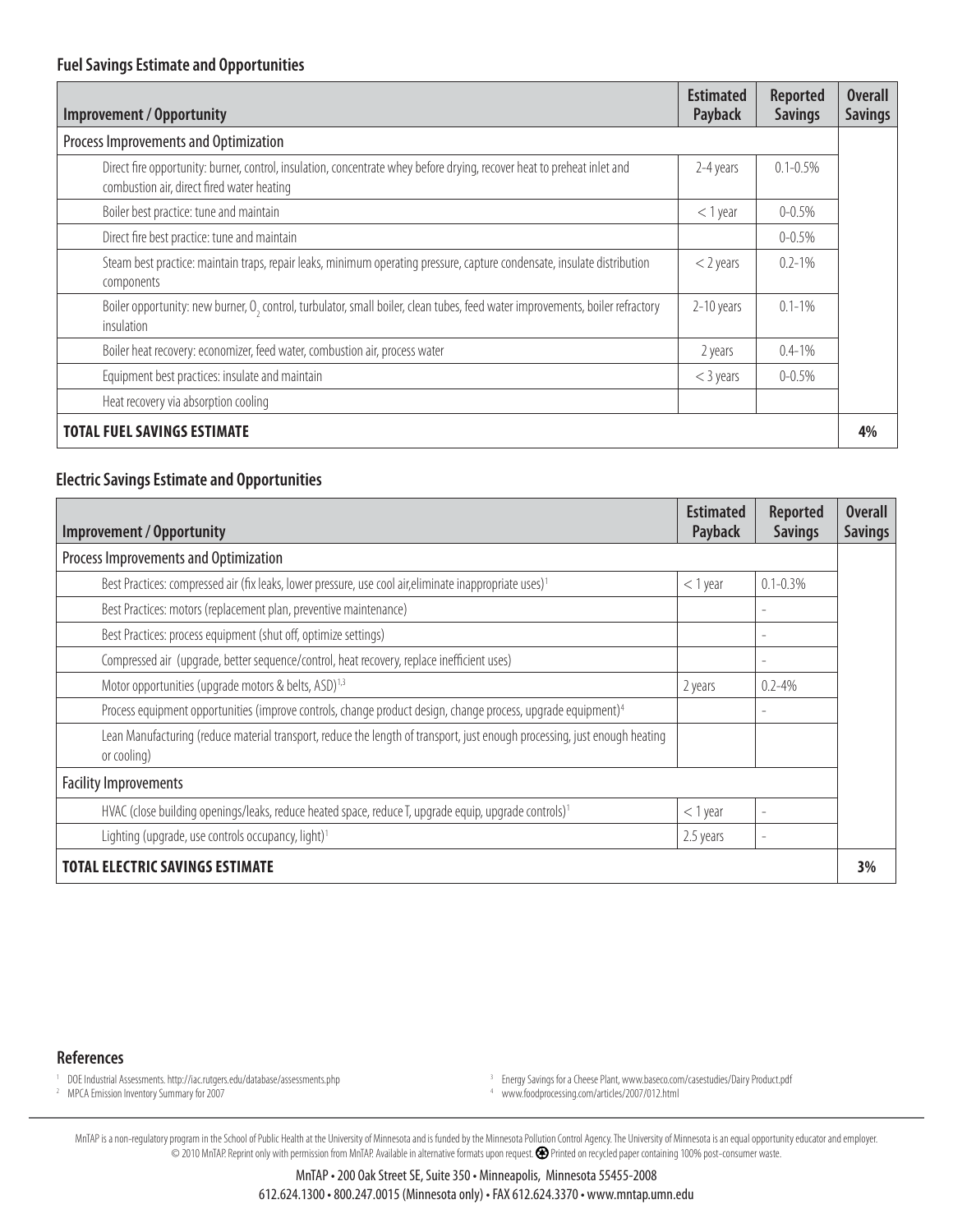### Fuel Savings Estimate and Opportunities

| Improvement / Opportunity | Estimated Payback | Reported Savings | Overall Savings |
|---|---|---|---|
| Process Improvements and Optimization | | | |
| Direct fire opportunity: burner, control, insulation, concentrate whey before drying, recover heat to preheat inlet and combustion air, direct fired water heating | 2-4 years | 0.1-0.5% | |
| Boiler best practice: tune and maintain | < 1 year | 0-0.5% | |
| Direct fire best practice: tune and maintain | | 0-0.5% | |
| Steam best practice: maintain traps, repair leaks, minimum operating pressure, capture condensate, insulate distribution components | < 2 years | 0.2-1% | |
| Boiler opportunity: new burner, $O_2$ control, turbulator, small boiler, clean tubes, feed water improvements, boiler refractory insulation | 2-10 years | 0.1-1% | |
| Boiler heat recovery: economizer, feed water, combustion air, process water | 2 years | 0.4-1% | |
| Equipment best practices: insulate and maintain | < 3 years | 0-0.5% | |
| Heat recovery via absorption cooling | | | |
| **TOTAL FUEL SAVINGS ESTIMATE** | | | **4%** |

### Electric Savings Estimate and Opportunities

| Improvement / Opportunity | Estimated Payback | Reported Savings | Overall Savings |
|---|---|---|---|
| Process Improvements and Optimization | | | |
| Best Practices: compressed air (fix leaks, lower pressure, use cool air,eliminate inappropriate uses)[1] | < 1 year | 0.1-0.3% | |
| Best Practices: motors (replacement plan, preventive maintenance) | | - | |
| Best Practices: process equipment (shut off, optimize settings) | | - | |
| Compressed air (upgrade, better sequence/control, heat recovery, replace inefficient uses) | | - | |
| Motor opportunities (upgrade motors & belts, ASD)[1,3] | 2 years | 0.2-4% | |
| Process equipment opportunities (improve controls, change product design, change process, upgrade equipment)[4] | | - | |
| Lean Manufacturing (reduce material transport, reduce the length of transport, just enough processing, just enough heating or cooling) | | | |
| Facility Improvements | | | |
| HVAC (close building openings/leaks, reduce heated space, reduce T, upgrade equip, upgrade controls)[1] | < 1 year | - | |
| Lighting (upgrade, use controls occupancy, light)[1] | 2.5 years | - | |
| **TOTAL ELECTRIC SAVINGS ESTIMATE** | | | **3%** |

### References

1. DOE Industrial Assessments. http://iac.rutgers.edu/database/assessments.php
2. MPCA Emission Inventory Summary for 2007
3. Energy Savings for a Cheese Plant, www.baseco.com/casestudies/Dairy Product.pdf
4. www.foodprocessing.com/articles/2007/012.html

MnTAP is a non-regulatory program in the School of Public Health at the University of Minnesota and is funded by the Minnesota Pollution Control Agency. The University of Minnesota is an equal opportunity educator and employer. © 2010 MnTAP. Reprint only with permission from MnTAP. Available in alternative formats upon request. Printed on recycled paper containing 100% post-consumer waste.

MnTAP • 200 Oak Street SE, Suite 350 • Minneapolis, Minnesota 55455-2008
612.624.1300 • 800.247.0015 (Minnesota only) • FAX 612.624.3370 • www.mntap.umn.edu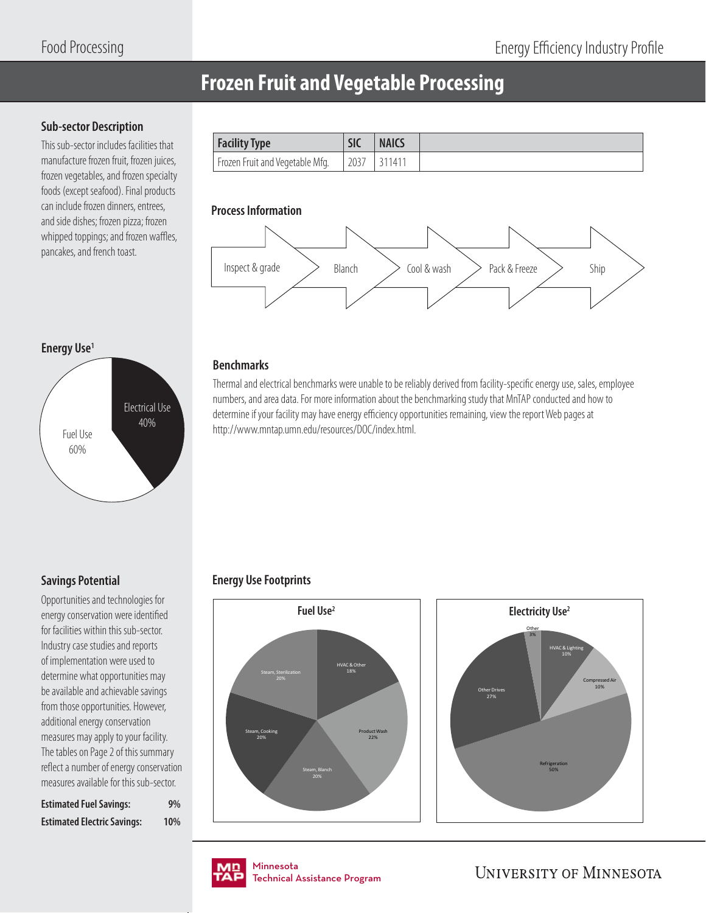Food Processing

Energy Efficiency Industry Profile

# Frozen Fruit and Vegetable Processing

## Sub-sector Description

This sub-sector includes facilities that manufacture frozen fruit, frozen juices, frozen vegetables, and frozen specialty foods (except seafood). Final products can include frozen dinners, entrees, and side dishes; frozen pizza; frozen whipped toppings; and frozen waffles, pancakes, and french toast.

| Facility Type | SIC | NAICS | |
|---|---|---|---|
| Frozen Fruit and Vegetable Mfg. | 2037 | 311411 | |

## Process Information

Inspect & grade → Blanch → Cool & wash → Pack & Freeze → Ship

## Energy Use[1]

- Electrical Use 40%
- Fuel Use 60%

## Benchmarks

Thermal and electrical benchmarks were unable to be reliably derived from facility-specific energy use, sales, employee numbers, and area data. For more information about the benchmarking study that MnTAP conducted and how to determine if your facility may have energy efficiency opportunities remaining, view the report Web pages at http://www.mntap.umn.edu/resources/DOC/index.html.

## Savings Potential

Opportunities and technologies for energy conservation were identified for facilities within this sub-sector. Industry case studies and reports of implementation were used to determine what opportunities may be available and achievable savings from those opportunities. However, additional energy conservation measures may apply to your facility. The tables on Page 2 of this summary reflect a number of energy conservation measures available for this sub-sector.

| | |
|---|---|
| **Estimated Fuel Savings:** | 9% |
| **Estimated Electric Savings:** | 10% |

## Energy Use Footprints

### Fuel Use[2]

- HVAC & Other 18%
- Product Wash 22%
- Steam, Blanch 20%
- Steam, Cooking 20%
- Steam, Sterilization 20%

### Electricity Use[2]

- Other 3%
- HVAC & Lighting 10%
- Compressed Air 10%
- Refrigeration 50%
- Other Drives 27%

Minnesota Technical Assistance Program

University of Minnesota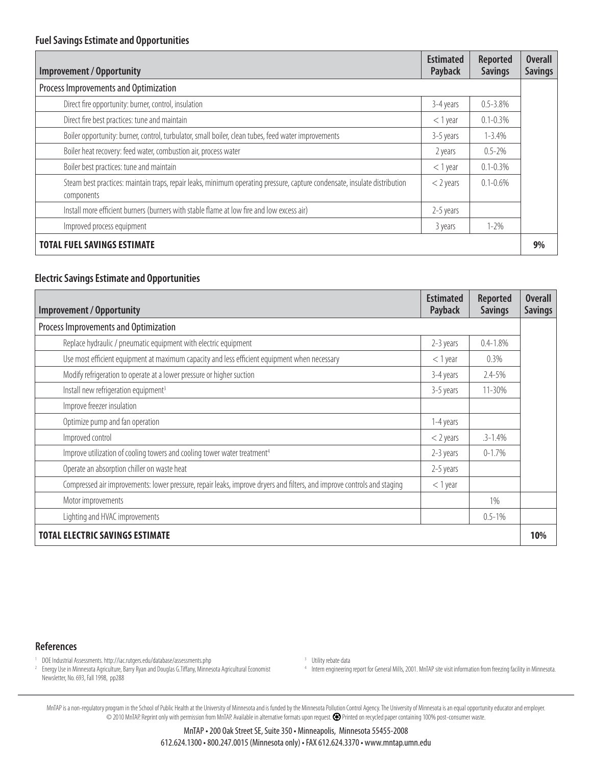### Fuel Savings Estimate and Opportunities

| Improvement / Opportunity | Estimated Payback | Reported Savings | Overall Savings |
|---|---|---|---|
| Process Improvements and Optimization | | | |
| Direct fire opportunity: burner, control, insulation | 3-4 years | 0.5-3.8% | |
| Direct fire best practices: tune and maintain | < 1 year | 0.1-0.3% | |
| Boiler opportunity: burner, control, turbulator, small boiler, clean tubes, feed water improvements | 3-5 years | 1-3.4% | |
| Boiler heat recovery: feed water, combustion air, process water | 2 years | 0.5-2% | |
| Boiler best practices: tune and maintain | < 1 year | 0.1-0.3% | |
| Steam best practices: maintain traps, repair leaks, minimum operating pressure, capture condensate, insulate distribution components | < 2 years | 0.1-0.6% | |
| Install more efficient burners (burners with stable flame at low fire and low excess air) | 2-5 years | | |
| Improved process equipment | 3 years | 1-2% | |
| **TOTAL FUEL SAVINGS ESTIMATE** | | | **9%** |

### Electric Savings Estimate and Opportunities

| Improvement / Opportunity | Estimated Payback | Reported Savings | Overall Savings |
|---|---|---|---|
| Process Improvements and Optimization | | | |
| Replace hydraulic / pneumatic equipment with electric equipment | 2-3 years | 0.4-1.8% | |
| Use most efficient equipment at maximum capacity and less efficient equipment when necessary | < 1 year | 0.3% | |
| Modify refrigeration to operate at a lower pressure or higher suction | 3-4 years | 2.4-5% | |
| Install new refrigeration equipment[3] | 3-5 years | 11-30% | |
| Improve freezer insulation | | | |
| Optimize pump and fan operation | 1-4 years | | |
| Improved control | < 2 years | .3-1.4% | |
| Improve utilization of cooling towers and cooling tower water treatment[4] | 2-3 years | 0-1.7% | |
| Operate an absorption chiller on waste heat | 2-5 years | | |
| Compressed air improvements: lower pressure, repair leaks, improve dryers and filters, and improve controls and staging | < 1 year | | |
| Motor improvements | | 1% | |
| Lighting and HVAC improvements | | 0.5-1% | |
| **TOTAL ELECTRIC SAVINGS ESTIMATE** | | | **10%** |

## References

1. DOE Industrial Assessments. http://iac.rutgers.edu/database/assessments.php
2. Energy Use in Minnesota Agriculture, Barry Ryan and Douglas G.Tiffany, Minnesota Agricultural Economist Newsletter, No. 693, Fall 1998, pp288
3. Utility rebate data
4. Intern engineering report for General Mills, 2001. MnTAP site visit information from freezing facility in Minnesota.

MnTAP is a non-regulatory program in the School of Public Health at the University of Minnesota and is funded by the Minnesota Pollution Control Agency. The University of Minnesota is an equal opportunity educator and employer. © 2010 MnTAP. Reprint only with permission from MnTAP. Available in alternative formats upon request. Printed on recycled paper containing 100% post-consumer waste.

MnTAP • 200 Oak Street SE, Suite 350 • Minneapolis, Minnesota 55455-2008
612.624.1300 • 800.247.0015 (Minnesota only) • FAX 612.624.3370 • www.mntap.umn.edu